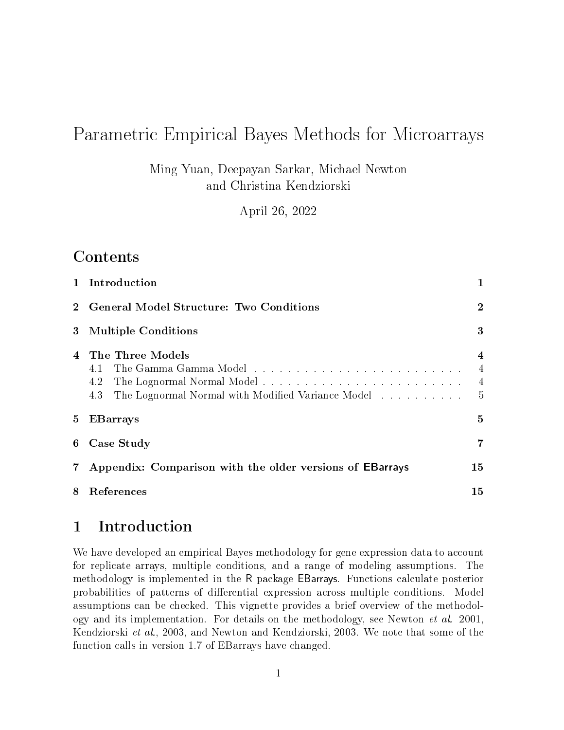# Parametric Empirical Bayes Methods for Microarrays

Ming Yuan, Deepayan Sarkar, Michael Newton
and Christina Kendziorski

April 26, 2022

## Contents

| | | |
|---|---|---|
| **1** | **Introduction** | **1** |
| **2** | **General Model Structure: Two Conditions** | **2** |
| **3** | **Multiple Conditions** | **3** |
| **4** | **The Three Models** | **4** |
| | 4.1 The Gamma Gamma Model | 4 |
| | 4.2 The Lognormal Normal Model | 4 |
| | 4.3 The Lognormal Normal with Modified Variance Model | 5 |
| **5** | **EBarrays** | **5** |
| **6** | **Case Study** | **7** |
| **7** | **Appendix: Comparison with the older versions of EBarrays** | **15** |
| **8** | **References** | **15** |

## 1 Introduction

We have developed an empirical Bayes methodology for gene expression data to account for replicate arrays, multiple conditions, and a range of modeling assumptions. The methodology is implemented in the R package EBarrays. Functions calculate posterior probabilities of patterns of differential expression across multiple conditions. Model assumptions can be checked. This vignette provides a brief overview of the methodology and its implementation. For details on the methodology, see Newton *et al.* 2001, Kendziorski *et al.*, 2003, and Newton and Kendziorski, 2003. We note that some of the function calls in version 1.7 of EBarrays have changed.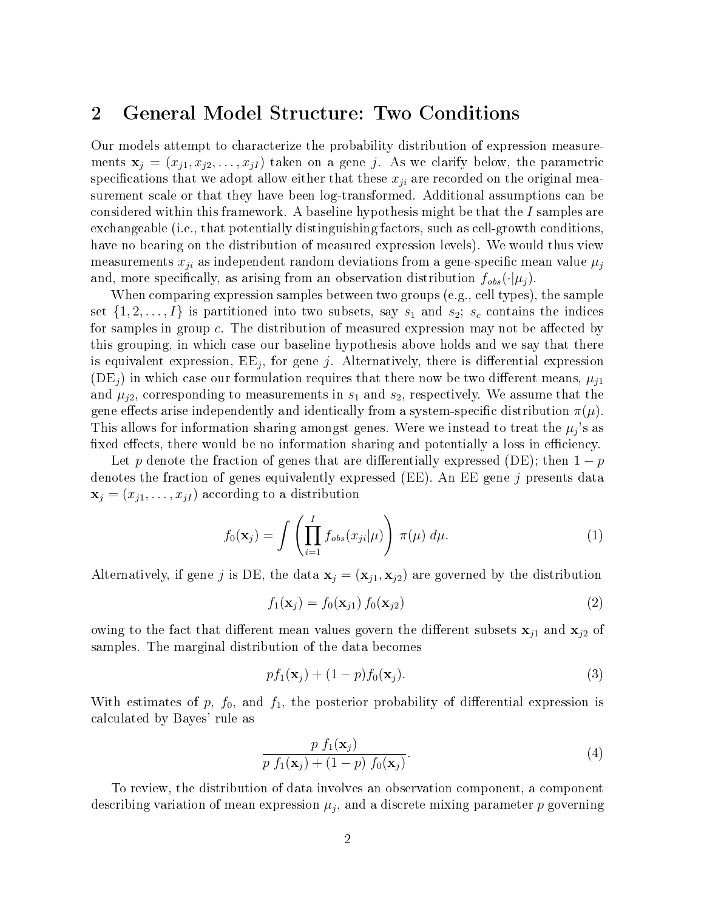## 2 General Model Structure: Two Conditions

Our models attempt to characterize the probability distribution of expression measurements $\mathbf{x}_j = (x_{j1}, x_{j2}, \ldots, x_{jI})$ taken on a gene $j$. As we clarify below, the parametric specifications that we adopt allow either that these $x_{ji}$ are recorded on the original measurement scale or that they have been log-transformed. Additional assumptions can be considered within this framework. A baseline hypothesis might be that the $I$ samples are exchangeable (i.e., that potentially distinguishing factors, such as cell-growth conditions, have no bearing on the distribution of measured expression levels). We would thus view measurements $x_{ji}$ as independent random deviations from a gene-specific mean value $\mu_j$ and, more specifically, as arising from an observation distribution $f_{obs}(\cdot|\mu_j)$.

When comparing expression samples between two groups (e.g., cell types), the sample set $\{1, 2, \ldots, I\}$ is partitioned into two subsets, say $s_1$ and $s_2$; $s_c$ contains the indices for samples in group $c$. The distribution of measured expression may not be affected by this grouping, in which case our baseline hypothesis above holds and we say that there is equivalent expression, $\text{EE}_j$, for gene $j$. Alternatively, there is differential expression ($\text{DE}_j$) in which case our formulation requires that there now be two different means, $\mu_{j1}$ and $\mu_{j2}$, corresponding to measurements in $s_1$ and $s_2$, respectively. We assume that the gene effects arise independently and identically from a system-specific distribution $\pi(\mu)$. This allows for information sharing amongst genes. Were we instead to treat the $\mu_j$'s as fixed effects, there would be no information sharing and potentially a loss in efficiency.

Let $p$ denote the fraction of genes that are differentially expressed (DE); then $1 - p$ denotes the fraction of genes equivalently expressed (EE). An EE gene $j$ presents data $\mathbf{x}_j = (x_{j1}, \ldots, x_{jI})$ according to a distribution

$$f_0(\mathbf{x}_j) = \int \left( \prod_{i=1}^{I} f_{obs}(x_{ji}|\mu) \right) \pi(\mu) \, d\mu. \tag{1}$$

Alternatively, if gene $j$ is DE, the data $\mathbf{x}_j = (\mathbf{x}_{j1}, \mathbf{x}_{j2})$ are governed by the distribution

$$f_1(\mathbf{x}_j) = f_0(\mathbf{x}_{j1}) \, f_0(\mathbf{x}_{j2}) \tag{2}$$

owing to the fact that different mean values govern the different subsets $\mathbf{x}_{j1}$ and $\mathbf{x}_{j2}$ of samples. The marginal distribution of the data becomes

$$p f_1(\mathbf{x}_j) + (1 - p) f_0(\mathbf{x}_j). \tag{3}$$

With estimates of $p$, $f_0$, and $f_1$, the posterior probability of differential expression is calculated by Bayes' rule as

$$\frac{p \; f_1(\mathbf{x}_j)}{p \; f_1(\mathbf{x}_j) + (1 - p) \; f_0(\mathbf{x}_j)}. \tag{4}$$

To review, the distribution of data involves an observation component, a component describing variation of mean expression $\mu_j$, and a discrete mixing parameter $p$ governing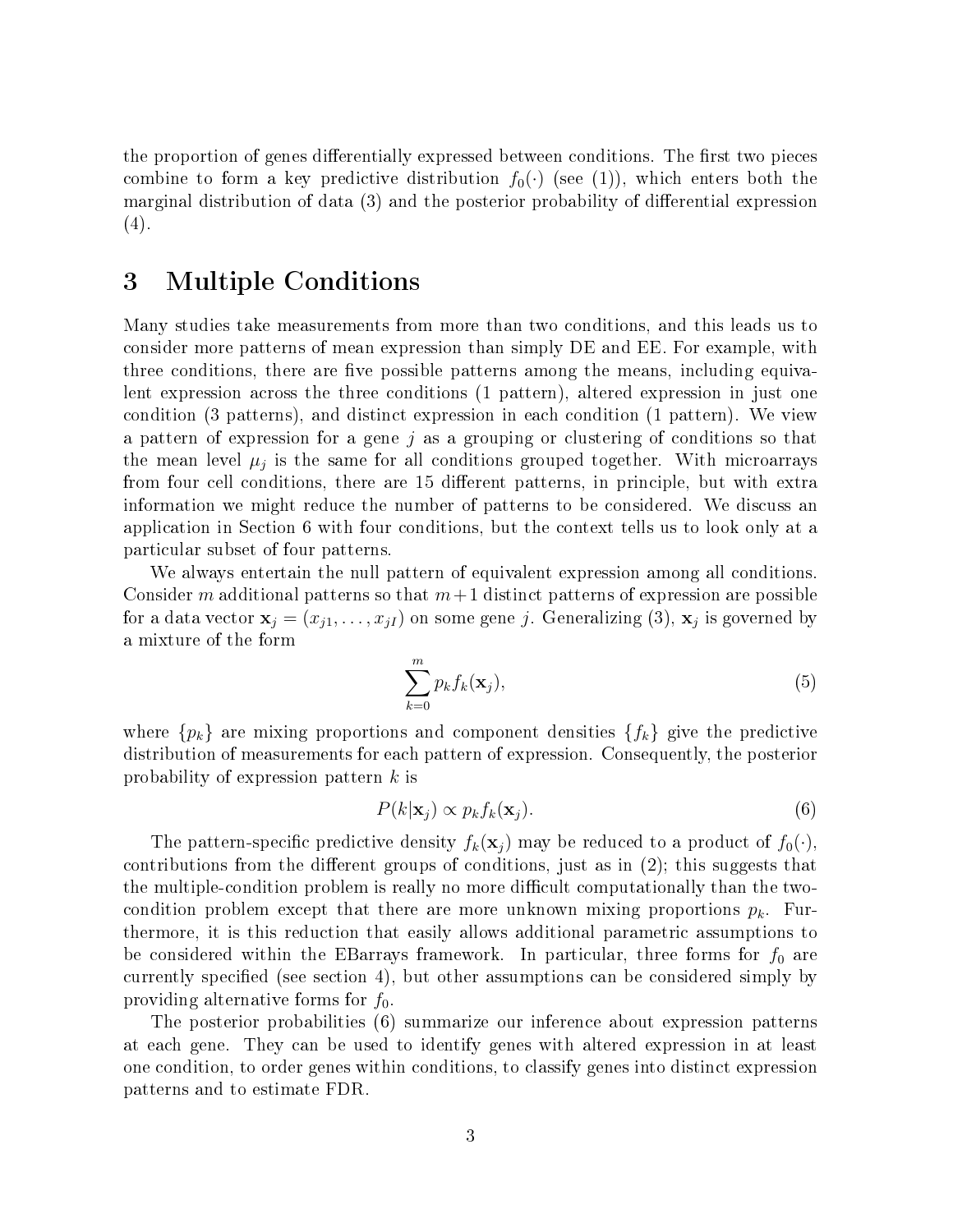the proportion of genes differentially expressed between conditions. The first two pieces combine to form a key predictive distribution $f_0(\cdot)$ (see (1)), which enters both the marginal distribution of data (3) and the posterior probability of differential expression (4).

# 3 Multiple Conditions

Many studies take measurements from more than two conditions, and this leads us to consider more patterns of mean expression than simply DE and EE. For example, with three conditions, there are five possible patterns among the means, including equivalent expression across the three conditions (1 pattern), altered expression in just one condition (3 patterns), and distinct expression in each condition (1 pattern). We view a pattern of expression for a gene $j$ as a grouping or clustering of conditions so that the mean level $\mu_j$ is the same for all conditions grouped together. With microarrays from four cell conditions, there are 15 different patterns, in principle, but with extra information we might reduce the number of patterns to be considered. We discuss an application in Section 6 with four conditions, but the context tells us to look only at a particular subset of four patterns.

We always entertain the null pattern of equivalent expression among all conditions. Consider $m$ additional patterns so that $m+1$ distinct patterns of expression are possible for a data vector $\mathbf{x}_j = (x_{j1}, \ldots, x_{jI})$ on some gene $j$. Generalizing (3), $\mathbf{x}_j$ is governed by a mixture of the form

$$\sum_{k=0}^{m} p_k f_k(\mathbf{x}_j), \tag{5}$$

where $\{p_k\}$ are mixing proportions and component densities $\{f_k\}$ give the predictive distribution of measurements for each pattern of expression. Consequently, the posterior probability of expression pattern $k$ is

$$P(k|\mathbf{x}_j) \propto p_k f_k(\mathbf{x}_j). \tag{6}$$

The pattern-specific predictive density $f_k(\mathbf{x}_j)$ may be reduced to a product of $f_0(\cdot)$, contributions from the different groups of conditions, just as in (2); this suggests that the multiple-condition problem is really no more difficult computationally than the two-condition problem except that there are more unknown mixing proportions $p_k$. Furthermore, it is this reduction that easily allows additional parametric assumptions to be considered within the EBarrays framework. In particular, three forms for $f_0$ are currently specified (see section 4), but other assumptions can be considered simply by providing alternative forms for $f_0$.

The posterior probabilities (6) summarize our inference about expression patterns at each gene. They can be used to identify genes with altered expression in at least one condition, to order genes within conditions, to classify genes into distinct expression patterns and to estimate FDR.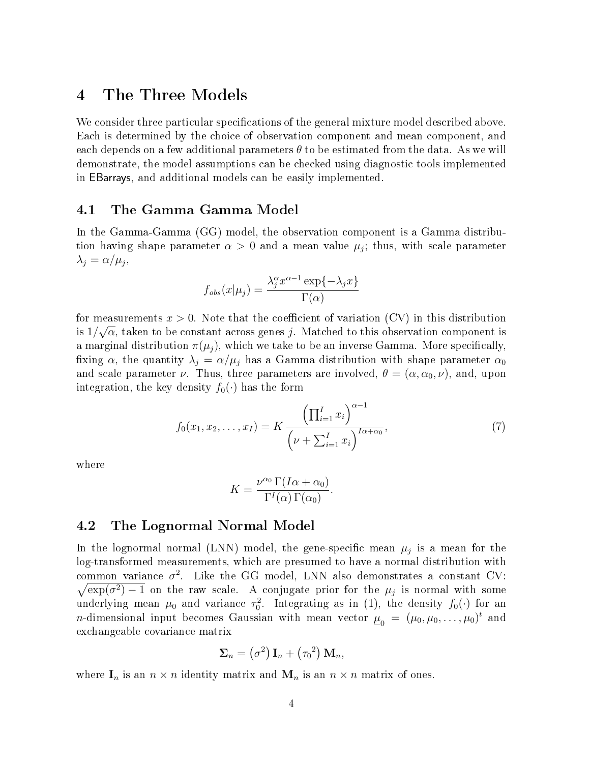# 4 The Three Models

We consider three particular specifications of the general mixture model described above. Each is determined by the choice of observation component and mean component, and each depends on a few additional parameters $\theta$ to be estimated from the data. As we will demonstrate, the model assumptions can be checked using diagnostic tools implemented in EBarrays, and additional models can be easily implemented.

## 4.1 The Gamma Gamma Model

In the Gamma-Gamma (GG) model, the observation component is a Gamma distribution having shape parameter $\alpha > 0$ and a mean value $\mu_j$; thus, with scale parameter $\lambda_j = \alpha/\mu_j$,

$$f_{obs}(x|\mu_j) = \frac{\lambda_j^{\alpha} x^{\alpha-1} \exp\{-\lambda_j x\}}{\Gamma(\alpha)}$$

for measurements $x > 0$. Note that the coefficient of variation (CV) in this distribution is $1/\sqrt{\alpha}$, taken to be constant across genes $j$. Matched to this observation component is a marginal distribution $\pi(\mu_j)$, which we take to be an inverse Gamma. More specifically, fixing $\alpha$, the quantity $\lambda_j = \alpha/\mu_j$ has a Gamma distribution with shape parameter $\alpha_0$ and scale parameter $\nu$. Thus, three parameters are involved, $\theta = (\alpha, \alpha_0, \nu)$, and, upon integration, the key density $f_0(\cdot)$ has the form

$$f_0(x_1, x_2, \ldots, x_I) = K \, \frac{\left(\prod_{i=1}^{I} x_i\right)^{\alpha-1}}{\left(\nu + \sum_{i=1}^{I} x_i\right)^{I\alpha+\alpha_0}}, \tag{7}$$

where

$$K = \frac{\nu^{\alpha_0} \, \Gamma(I\alpha + \alpha_0)}{\Gamma^I(\alpha) \, \Gamma(\alpha_0)}.$$

## 4.2 The Lognormal Normal Model

In the lognormal normal (LNN) model, the gene-specific mean $\mu_j$ is a mean for the log-transformed measurements, which are presumed to have a normal distribution with common variance $\sigma^2$. Like the GG model, LNN also demonstrates a constant CV: $\sqrt{\exp(\sigma^2) - 1}$ on the raw scale. A conjugate prior for the $\mu_j$ is normal with some underlying mean $\mu_0$ and variance $\tau_0^2$. Integrating as in (1), the density $f_0(\cdot)$ for an $n$-dimensional input becomes Gaussian with mean vector $\underline{\mu}_0 = (\mu_0, \mu_0, \ldots, \mu_0)^t$ and exchangeable covariance matrix

$$\mathbf{\Sigma}_n = \left(\sigma^2\right) \mathbf{I}_n + \left({\tau_0}^2\right) \mathbf{M}_n,$$

where $\mathbf{I}_n$ is an $n \times n$ identity matrix and $\mathbf{M}_n$ is an $n \times n$ matrix of ones.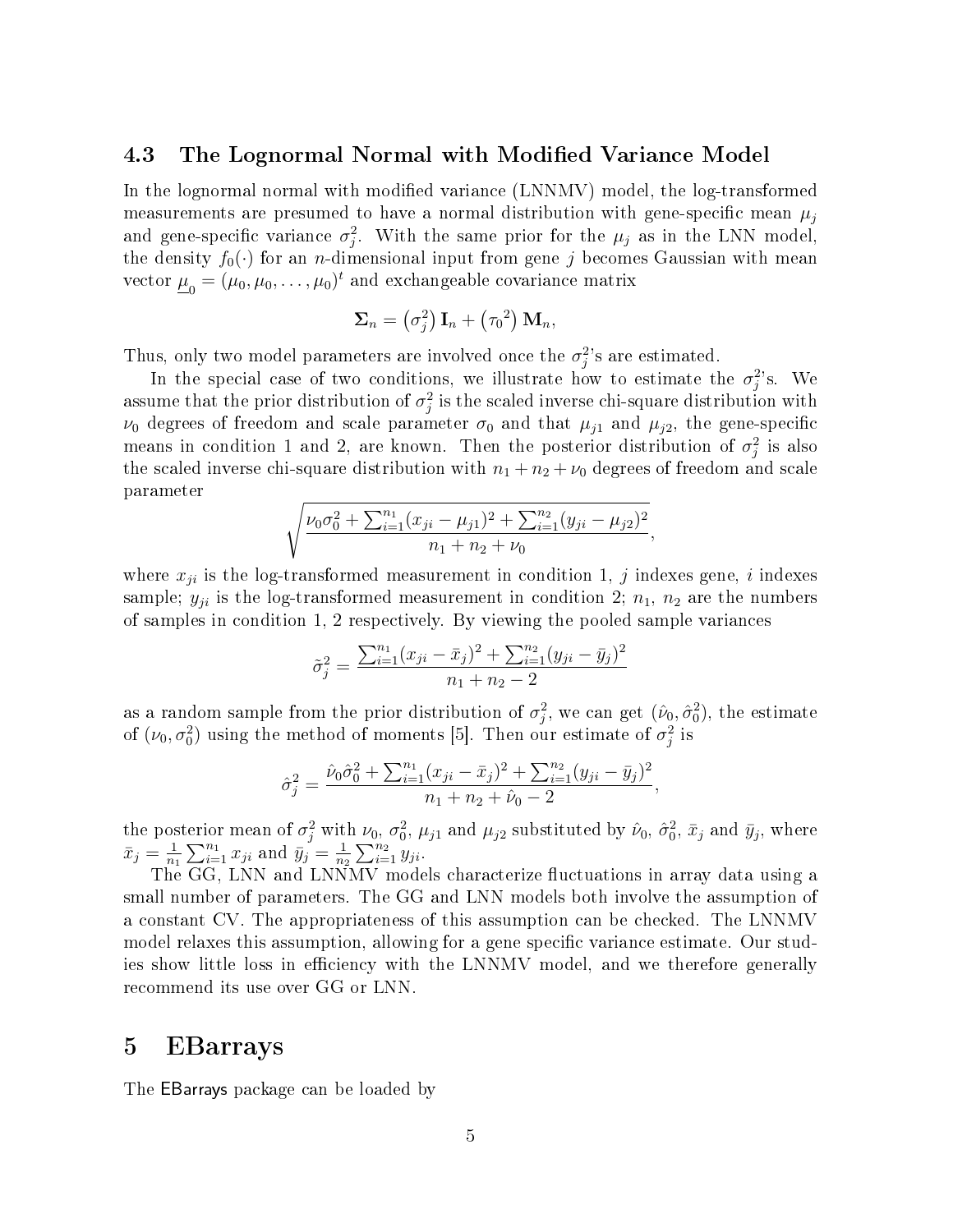### 4.3 The Lognormal Normal with Modified Variance Model

In the lognormal normal with modified variance (LNNMV) model, the log-transformed measurements are presumed to have a normal distribution with gene-specific mean $\mu_j$ and gene-specific variance $\sigma_j^2$. With the same prior for the $\mu_j$ as in the LNN model, the density $f_0(\cdot)$ for an $n$-dimensional input from gene $j$ becomes Gaussian with mean vector $\underline{\mu}_0 = (\mu_0, \mu_0, \ldots, \mu_0)^t$ and exchangeable covariance matrix

$$\mathbf{\Sigma}_n = \left(\sigma_j^2\right) \mathbf{I}_n + \left(\tau_0{}^2\right) \mathbf{M}_n,$$

Thus, only two model parameters are involved once the $\sigma_j^2$'s are estimated.

In the special case of two conditions, we illustrate how to estimate the $\sigma_j^2$'s. We assume that the prior distribution of $\sigma_j^2$ is the scaled inverse chi-square distribution with $\nu_0$ degrees of freedom and scale parameter $\sigma_0$ and that $\mu_{j1}$ and $\mu_{j2}$, the gene-specific means in condition 1 and 2, are known. Then the posterior distribution of $\sigma_j^2$ is also the scaled inverse chi-square distribution with $n_1 + n_2 + \nu_0$ degrees of freedom and scale parameter

$$\sqrt{\frac{\nu_0 \sigma_0^2 + \sum_{i=1}^{n_1} (x_{ji} - \mu_{j1})^2 + \sum_{i=1}^{n_2} (y_{ji} - \mu_{j2})^2}{n_1 + n_2 + \nu_0}},$$

where $x_{ji}$ is the log-transformed measurement in condition 1, $j$ indexes gene, $i$ indexes sample; $y_{ji}$ is the log-transformed measurement in condition 2; $n_1$, $n_2$ are the numbers of samples in condition 1, 2 respectively. By viewing the pooled sample variances

$$\tilde{\sigma}_j^2 = \frac{\sum_{i=1}^{n_1} (x_{ji} - \bar{x}_j)^2 + \sum_{i=1}^{n_2} (y_{ji} - \bar{y}_j)^2}{n_1 + n_2 - 2}$$

as a random sample from the prior distribution of $\sigma_j^2$, we can get $(\hat{\nu}_0, \hat{\sigma}_0^2)$, the estimate of $(\nu_0, \sigma_0^2)$ using the method of moments [5]. Then our estimate of $\sigma_j^2$ is

$$\hat{\sigma}_j^2 = \frac{\hat{\nu}_0 \hat{\sigma}_0^2 + \sum_{i=1}^{n_1} (x_{ji} - \bar{x}_j)^2 + \sum_{i=1}^{n_2} (y_{ji} - \bar{y}_j)^2}{n_1 + n_2 + \hat{\nu}_0 - 2},$$

the posterior mean of $\sigma_j^2$ with $\nu_0$, $\sigma_0^2$, $\mu_{j1}$ and $\mu_{j2}$ substituted by $\hat{\nu}_0$, $\hat{\sigma}_0^2$, $\bar{x}_j$ and $\bar{y}_j$, where $\bar{x}_j = \frac{1}{n_1} \sum_{i=1}^{n_1} x_{ji}$ and $\bar{y}_j = \frac{1}{n_2} \sum_{i=1}^{n_2} y_{ji}$.

The GG, LNN and LNNMV models characterize fluctuations in array data using a small number of parameters. The GG and LNN models both involve the assumption of a constant CV. The appropriateness of this assumption can be checked. The LNNMV model relaxes this assumption, allowing for a gene specific variance estimate. Our studies show little loss in efficiency with the LNNMV model, and we therefore generally recommend its use over GG or LNN.

# 5 EBarrays

The EBarrays package can be loaded by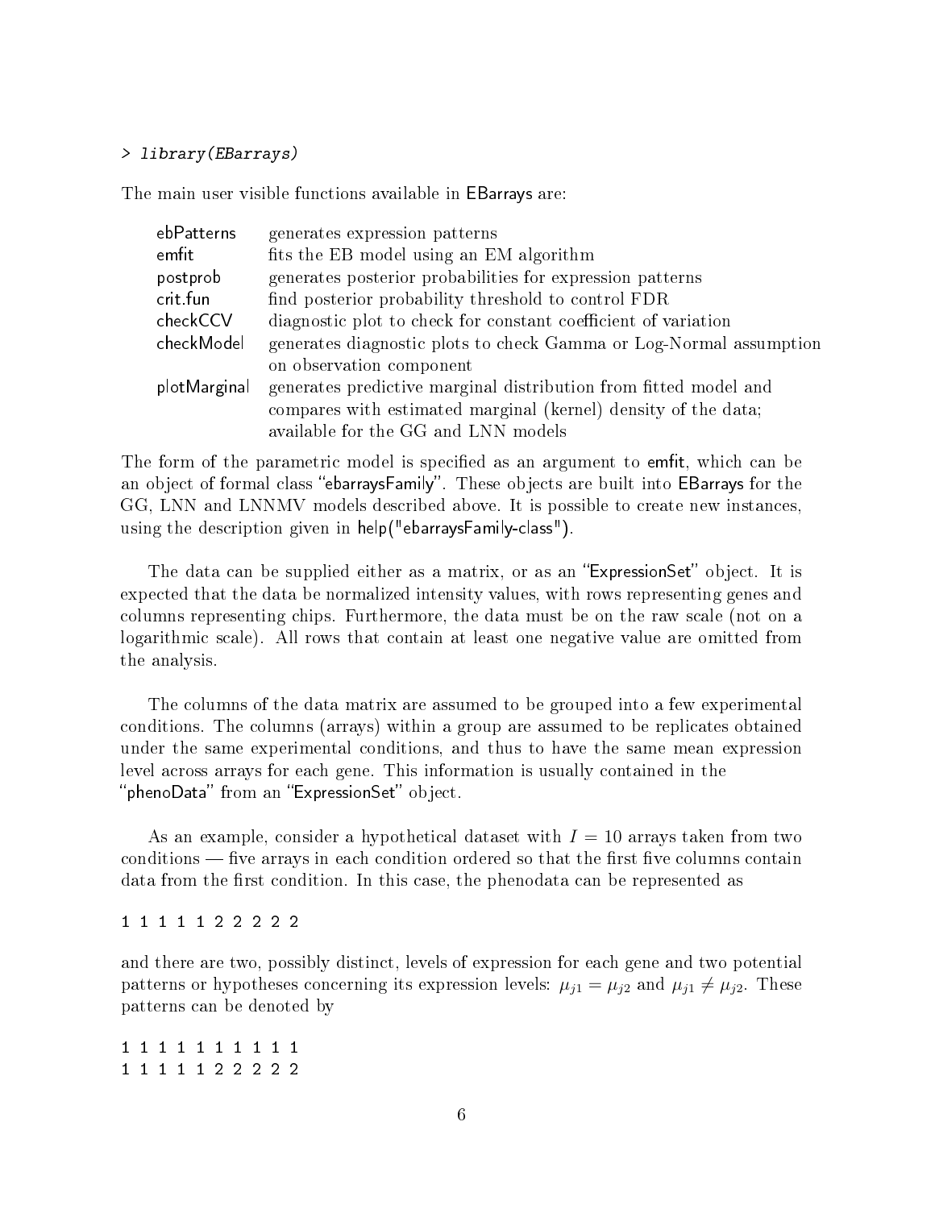```
> library(EBarrays)
```

The main user visible functions available in EBarrays are:

| | |
|---|---|
| ebPatterns | generates expression patterns |
| emfit | fits the EB model using an EM algorithm |
| postprob | generates posterior probabilities for expression patterns |
| crit.fun | find posterior probability threshold to control FDR |
| checkCCV | diagnostic plot to check for constant coefficient of variation |
| checkModel | generates diagnostic plots to check Gamma or Log-Normal assumption on observation component |
| plotMarginal | generates predictive marginal distribution from fitted model and compares with estimated marginal (kernel) density of the data; available for the GG and LNN models |

The form of the parametric model is specified as an argument to emfit, which can be an object of formal class "ebarraysFamily". These objects are built into EBarrays for the GG, LNN and LNNMV models described above. It is possible to create new instances, using the description given in help("ebarraysFamily-class").

The data can be supplied either as a matrix, or as an "ExpressionSet" object. It is expected that the data be normalized intensity values, with rows representing genes and columns representing chips. Furthermore, the data must be on the raw scale (not on a logarithmic scale). All rows that contain at least one negative value are omitted from the analysis.

The columns of the data matrix are assumed to be grouped into a few experimental conditions. The columns (arrays) within a group are assumed to be replicates obtained under the same experimental conditions, and thus to have the same mean expression level across arrays for each gene. This information is usually contained in the "phenoData" from an "ExpressionSet" object.

As an example, consider a hypothetical dataset with $I = 10$ arrays taken from two conditions — five arrays in each condition ordered so that the first five columns contain data from the first condition. In this case, the phenodata can be represented as

```
1 1 1 1 1 2 2 2 2 2
```

and there are two, possibly distinct, levels of expression for each gene and two potential patterns or hypotheses concerning its expression levels: $\mu_{j1} = \mu_{j2}$ and $\mu_{j1} \neq \mu_{j2}$. These patterns can be denoted by

```
1 1 1 1 1 1 1 1 1 1
1 1 1 1 1 2 2 2 2 2
```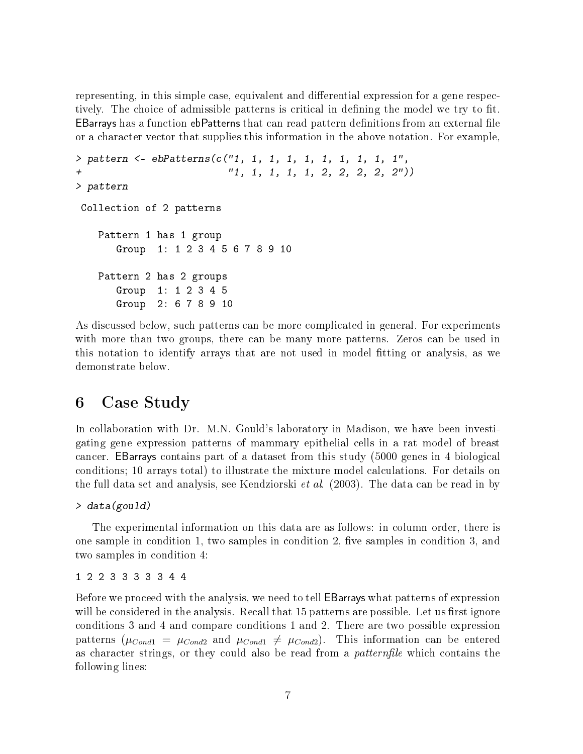representing, in this simple case, equivalent and differential expression for a gene respectively. The choice of admissible patterns is critical in defining the model we try to fit. EBarrays has a function ebPatterns that can read pattern definitions from an external file or a character vector that supplies this information in the above notation. For example,

```
> pattern <- ebPatterns(c("1, 1, 1, 1, 1, 1, 1, 1, 1, 1",
+                         "1, 1, 1, 1, 1, 2, 2, 2, 2, 2"))
> pattern

 Collection of 2 patterns

    Pattern 1 has 1 group
       Group  1: 1 2 3 4 5 6 7 8 9 10

    Pattern 2 has 2 groups
       Group  1: 1 2 3 4 5
       Group  2: 6 7 8 9 10
```

As discussed below, such patterns can be more complicated in general. For experiments with more than two groups, there can be many more patterns. Zeros can be used in this notation to identify arrays that are not used in model fitting or analysis, as we demonstrate below.

# 6 Case Study

In collaboration with Dr. M.N. Gould's laboratory in Madison, we have been investigating gene expression patterns of mammary epithelial cells in a rat model of breast cancer. EBarrays contains part of a dataset from this study (5000 genes in 4 biological conditions; 10 arrays total) to illustrate the mixture model calculations. For details on the full data set and analysis, see Kendziorski *et al*. (2003). The data can be read in by

```
> data(gould)
```

The experimental information on this data are as follows: in column order, there is one sample in condition 1, two samples in condition 2, five samples in condition 3, and two samples in condition 4:

```
1 2 2 3 3 3 3 3 4 4
```

Before we proceed with the analysis, we need to tell EBarrays what patterns of expression will be considered in the analysis. Recall that 15 patterns are possible. Let us first ignore conditions 3 and 4 and compare conditions 1 and 2. There are two possible expression patterns ($\mu_{Cond1} = \mu_{Cond2}$ and $\mu_{Cond1} \neq \mu_{Cond2}$). This information can be entered as character strings, or they could also be read from a *patternfile* which contains the following lines: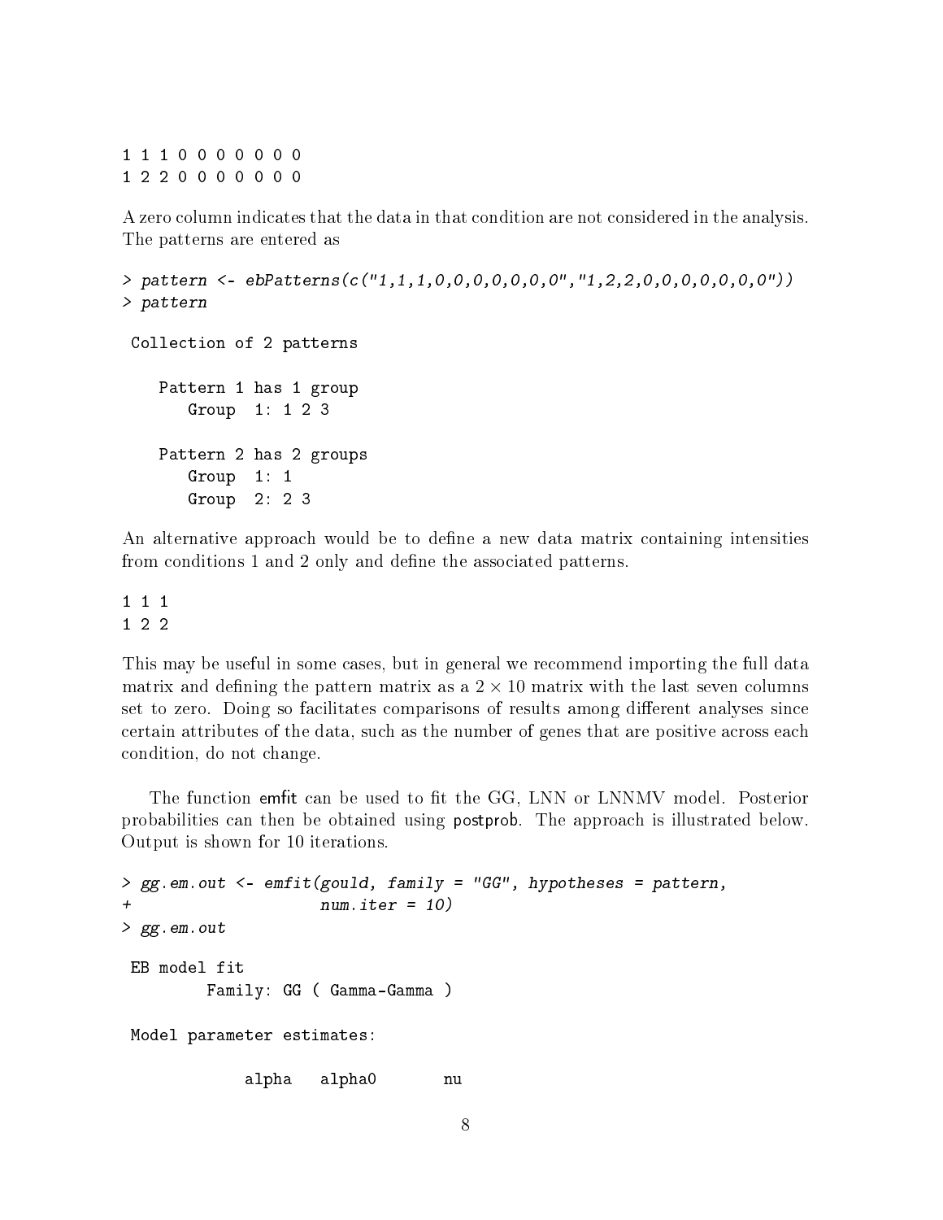```
1 1 1 0 0 0 0 0 0 0
1 2 2 0 0 0 0 0 0 0
```

A zero column indicates that the data in that condition are not considered in the analysis. The patterns are entered as

```
> pattern <- ebPatterns(c("1,1,1,0,0,0,0,0,0,0","1,2,2,0,0,0,0,0,0,0"))
> pattern

 Collection of 2 patterns

    Pattern 1 has 1 group
       Group  1: 1 2 3

    Pattern 2 has 2 groups
       Group  1: 1
       Group  2: 2 3
```

An alternative approach would be to define a new data matrix containing intensities from conditions 1 and 2 only and define the associated patterns.

```
1 1 1
1 2 2
```

This may be useful in some cases, but in general we recommend importing the full data matrix and defining the pattern matrix as a $2 \times 10$ matrix with the last seven columns set to zero. Doing so facilitates comparisons of results among different analyses since certain attributes of the data, such as the number of genes that are positive across each condition, do not change.

The function emfit can be used to fit the GG, LNN or LNNMV model. Posterior probabilities can then be obtained using postprob. The approach is illustrated below. Output is shown for 10 iterations.

```
> gg.em.out <- emfit(gould, family = "GG", hypotheses = pattern,
+                    num.iter = 10)
> gg.em.out

 EB model fit
        Family: GG ( Gamma-Gamma )

 Model parameter estimates:

            alpha   alpha0       nu
```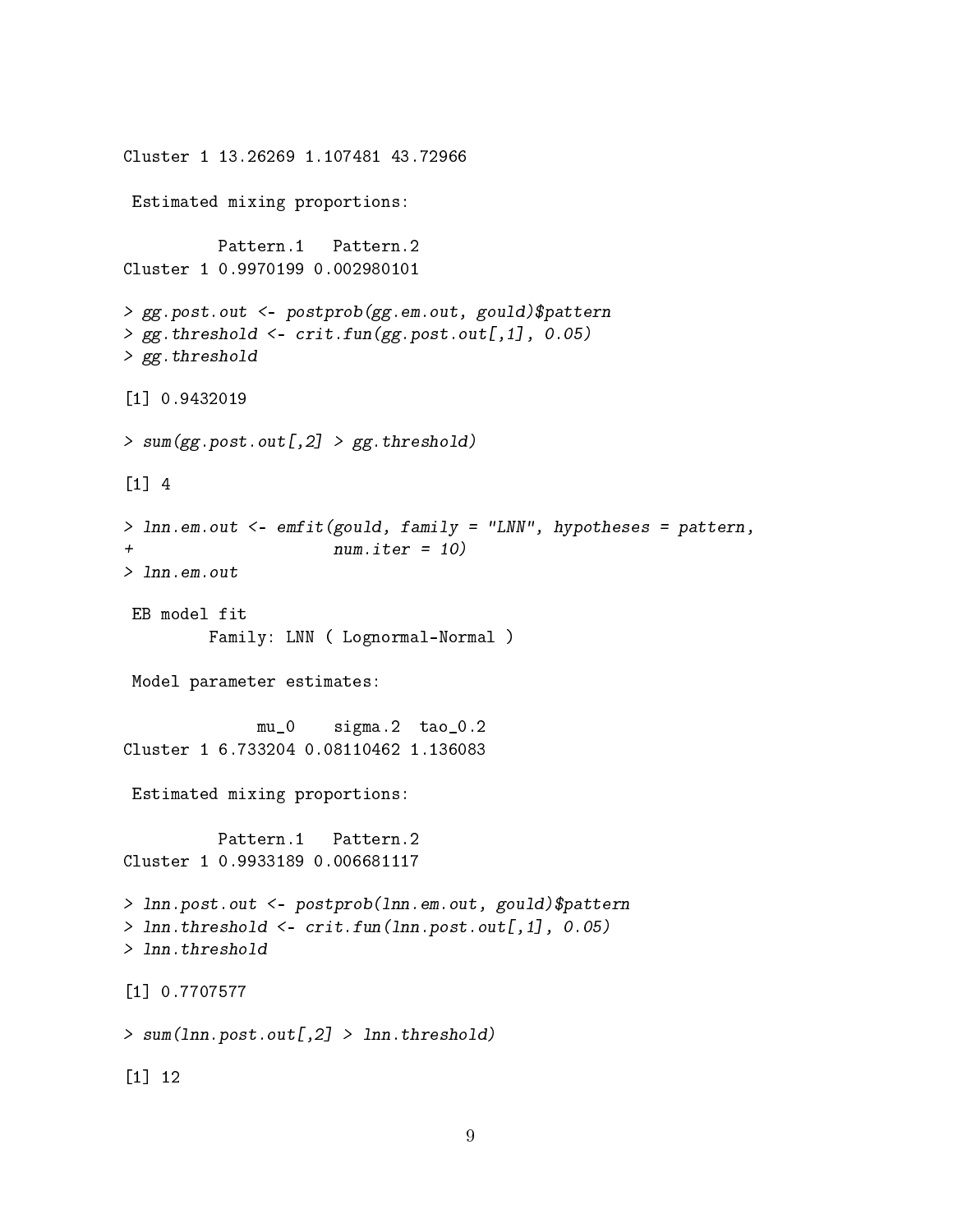```
Cluster 1 13.26269 1.107481 43.72966

 Estimated mixing proportions:

          Pattern.1   Pattern.2
Cluster 1 0.9970199 0.002980101

> gg.post.out <- postprob(gg.em.out, gould)$pattern
> gg.threshold <- crit.fun(gg.post.out[,1], 0.05)
> gg.threshold

[1] 0.9432019

> sum(gg.post.out[,2] > gg.threshold)

[1] 4

> lnn.em.out <- emfit(gould, family = "LNN", hypotheses = pattern,
+                     num.iter = 10)
> lnn.em.out

 EB model fit
        Family: LNN ( Lognormal-Normal )

 Model parameter estimates:

              mu_0    sigma.2  tao_0.2
Cluster 1 6.733204 0.08110462 1.136083

 Estimated mixing proportions:

          Pattern.1   Pattern.2
Cluster 1 0.9933189 0.006681117

> lnn.post.out <- postprob(lnn.em.out, gould)$pattern
> lnn.threshold <- crit.fun(lnn.post.out[,1], 0.05)
> lnn.threshold

[1] 0.7707577

> sum(lnn.post.out[,2] > lnn.threshold)

[1] 12
```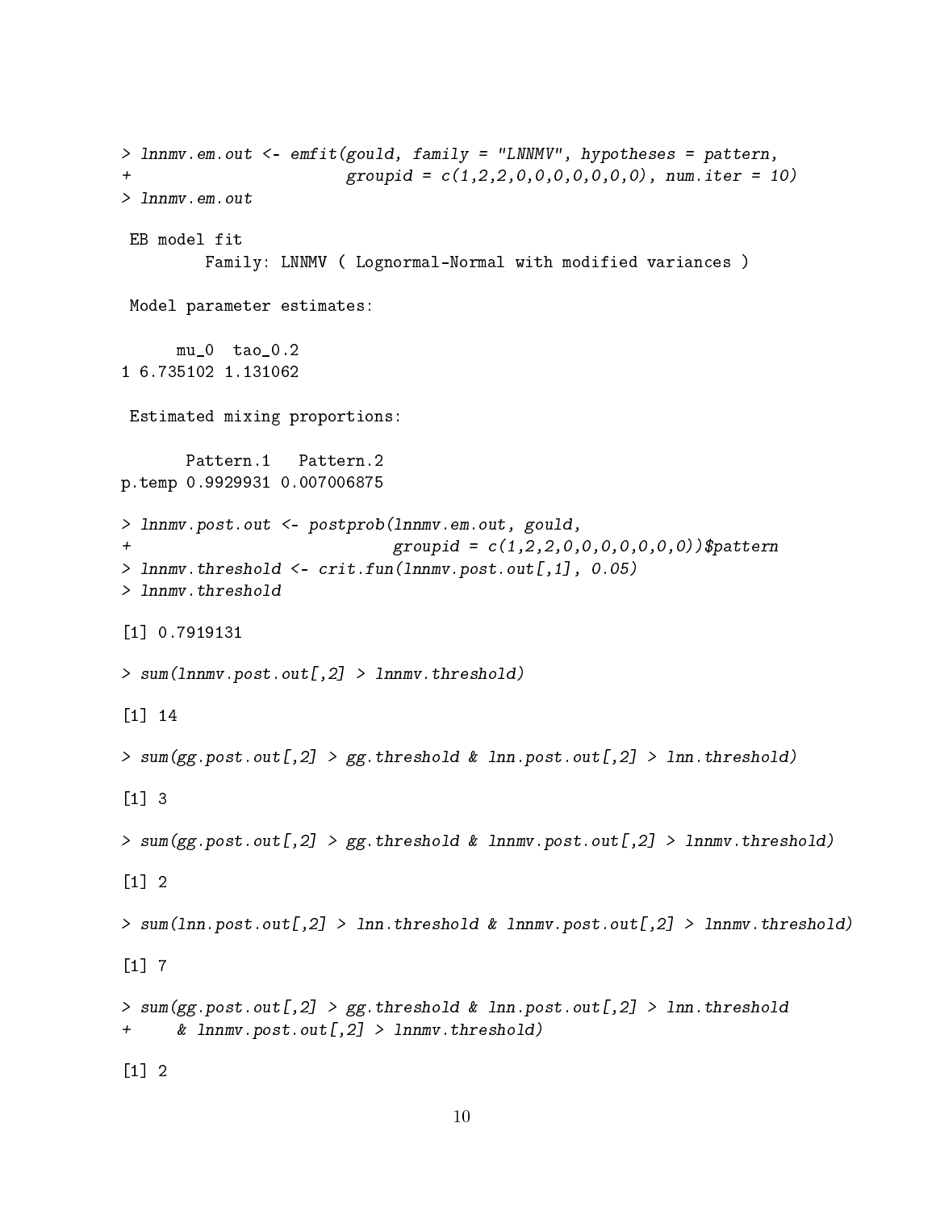```
> lnnmv.em.out <- emfit(gould, family = "LNNMV", hypotheses = pattern,
+                       groupid = c(1,2,2,0,0,0,0,0,0,0), num.iter = 10)
> lnnmv.em.out

 EB model fit
        Family: LNNMV ( Lognormal-Normal with modified variances )

 Model parameter estimates:

      mu_0  tao_0.2
1 6.735102 1.131062

 Estimated mixing proportions:

       Pattern.1   Pattern.2
p.temp 0.9929931 0.007006875

> lnnmv.post.out <- postprob(lnnmv.em.out, gould,
+                            groupid = c(1,2,2,0,0,0,0,0,0,0))$pattern
> lnnmv.threshold <- crit.fun(lnnmv.post.out[,1], 0.05)
> lnnmv.threshold

[1] 0.7919131

> sum(lnnmv.post.out[,2] > lnnmv.threshold)

[1] 14

> sum(gg.post.out[,2] > gg.threshold & lnn.post.out[,2] > lnn.threshold)

[1] 3

> sum(gg.post.out[,2] > gg.threshold & lnnmv.post.out[,2] > lnnmv.threshold)

[1] 2

> sum(lnn.post.out[,2] > lnn.threshold & lnnmv.post.out[,2] > lnnmv.threshold)

[1] 7

> sum(gg.post.out[,2] > gg.threshold & lnn.post.out[,2] > lnn.threshold
+     & lnnmv.post.out[,2] > lnnmv.threshold)

[1] 2
```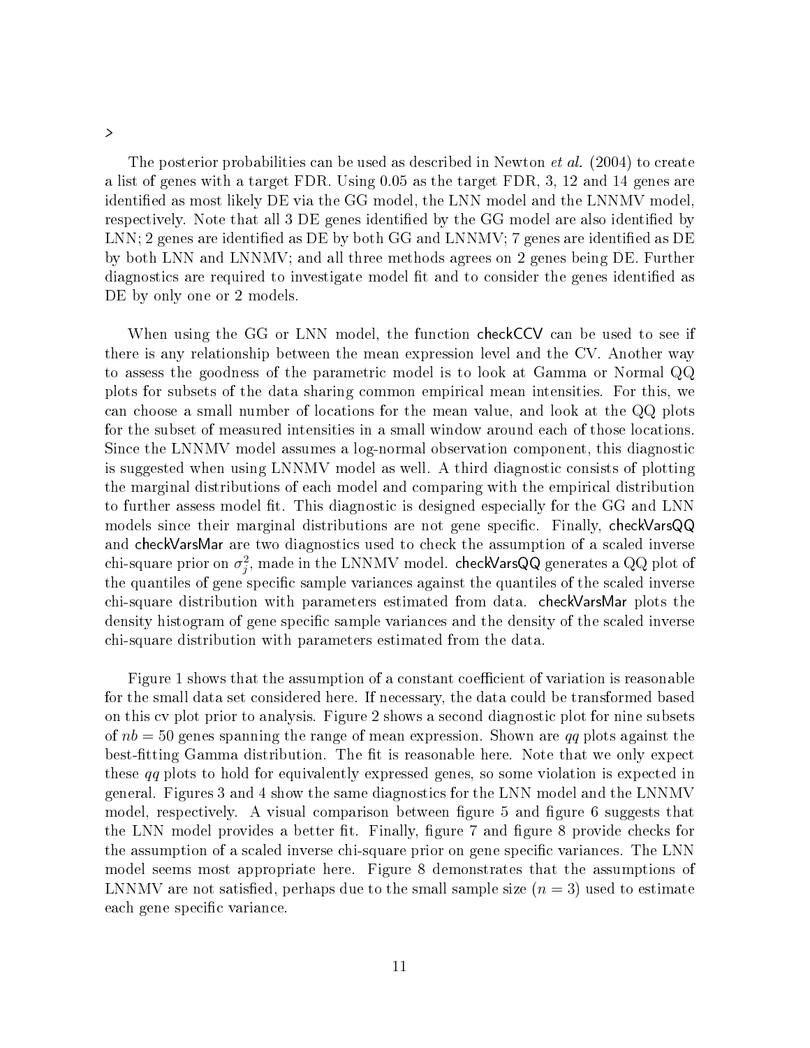>

The posterior probabilities can be used as described in Newton *et al.* (2004) to create a list of genes with a target FDR. Using 0.05 as the target FDR, 3, 12 and 14 genes are identified as most likely DE via the GG model, the LNN model and the LNNMV model, respectively. Note that all 3 DE genes identified by the GG model are also identified by LNN; 2 genes are identified as DE by both GG and LNNMV; 7 genes are identified as DE by both LNN and LNNMV; and all three methods agrees on 2 genes being DE. Further diagnostics are required to investigate model fit and to consider the genes identified as DE by only one or 2 models.

When using the GG or LNN model, the function checkCCV can be used to see if there is any relationship between the mean expression level and the CV. Another way to assess the goodness of the parametric model is to look at Gamma or Normal QQ plots for subsets of the data sharing common empirical mean intensities. For this, we can choose a small number of locations for the mean value, and look at the QQ plots for the subset of measured intensities in a small window around each of those locations. Since the LNNMV model assumes a log-normal observation component, this diagnostic is suggested when using LNNMV model as well. A third diagnostic consists of plotting the marginal distributions of each model and comparing with the empirical distribution to further assess model fit. This diagnostic is designed especially for the GG and LNN models since their marginal distributions are not gene specific. Finally, checkVarsQQ and checkVarsMar are two diagnostics used to check the assumption of a scaled inverse chi-square prior on $\sigma_j^2$, made in the LNNMV model. checkVarsQQ generates a QQ plot of the quantiles of gene specific sample variances against the quantiles of the scaled inverse chi-square distribution with parameters estimated from data. checkVarsMar plots the density histogram of gene specific sample variances and the density of the scaled inverse chi-square distribution with parameters estimated from the data.

Figure 1 shows that the assumption of a constant coefficient of variation is reasonable for the small data set considered here. If necessary, the data could be transformed based on this cv plot prior to analysis. Figure 2 shows a second diagnostic plot for nine subsets of $nb = 50$ genes spanning the range of mean expression. Shown are *qq* plots against the best-fitting Gamma distribution. The fit is reasonable here. Note that we only expect these *qq* plots to hold for equivalently expressed genes, so some violation is expected in general. Figures 3 and 4 show the same diagnostics for the LNN model and the LNNMV model, respectively. A visual comparison between figure 5 and figure 6 suggests that the LNN model provides a better fit. Finally, figure 7 and figure 8 provide checks for the assumption of a scaled inverse chi-square prior on gene specific variances. The LNN model seems most appropriate here. Figure 8 demonstrates that the assumptions of LNNMV are not satisfied, perhaps due to the small sample size ($n = 3$) used to estimate each gene specific variance.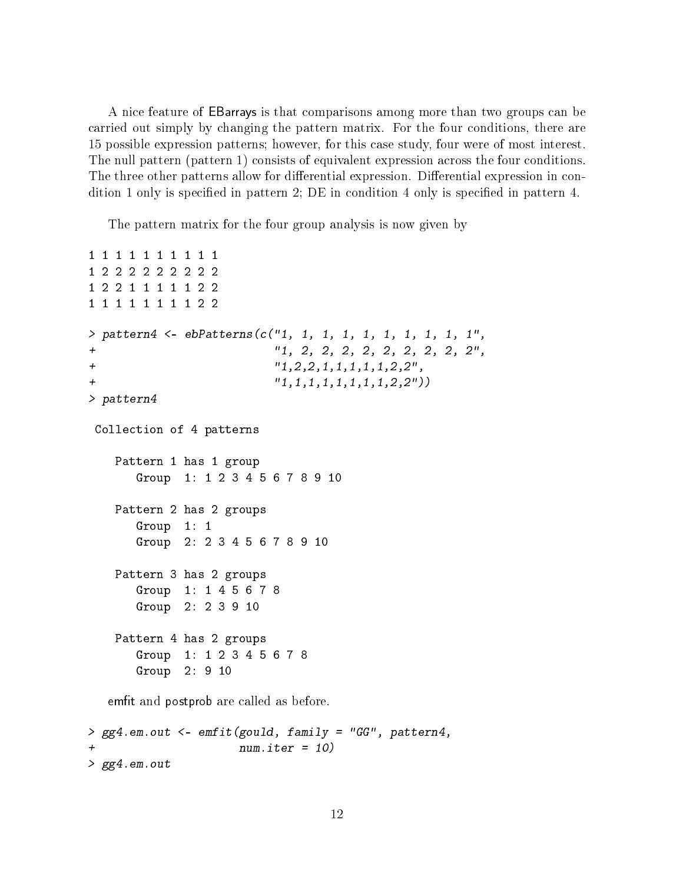A nice feature of EBarrays is that comparisons among more than two groups can be carried out simply by changing the pattern matrix. For the four conditions, there are 15 possible expression patterns; however, for this case study, four were of most interest. The null pattern (pattern 1) consists of equivalent expression across the four conditions. The three other patterns allow for differential expression. Differential expression in condition 1 only is specified in pattern 2; DE in condition 4 only is specified in pattern 4.

The pattern matrix for the four group analysis is now given by

```
1 1 1 1 1 1 1 1 1 1
1 2 2 2 2 2 2 2 2 2
1 2 2 1 1 1 1 1 2 2
1 1 1 1 1 1 1 1 2 2
```

```
> pattern4 <- ebPatterns(c("1, 1, 1, 1, 1, 1, 1, 1, 1, 1",
+                          "1, 2, 2, 2, 2, 2, 2, 2, 2, 2",
+                          "1,2,2,1,1,1,1,1,2,2",
+                          "1,1,1,1,1,1,1,1,2,2"))
> pattern4

 Collection of 4 patterns

    Pattern 1 has 1 group
       Group  1: 1 2 3 4 5 6 7 8 9 10

    Pattern 2 has 2 groups
       Group  1: 1
       Group  2: 2 3 4 5 6 7 8 9 10

    Pattern 3 has 2 groups
       Group  1: 1 4 5 6 7 8
       Group  2: 2 3 9 10

    Pattern 4 has 2 groups
       Group  1: 1 2 3 4 5 6 7 8
       Group  2: 9 10
```

emfit and postprob are called as before.

```
> gg4.em.out <- emfit(gould, family = "GG", pattern4,
+                     num.iter = 10)
> gg4.em.out
```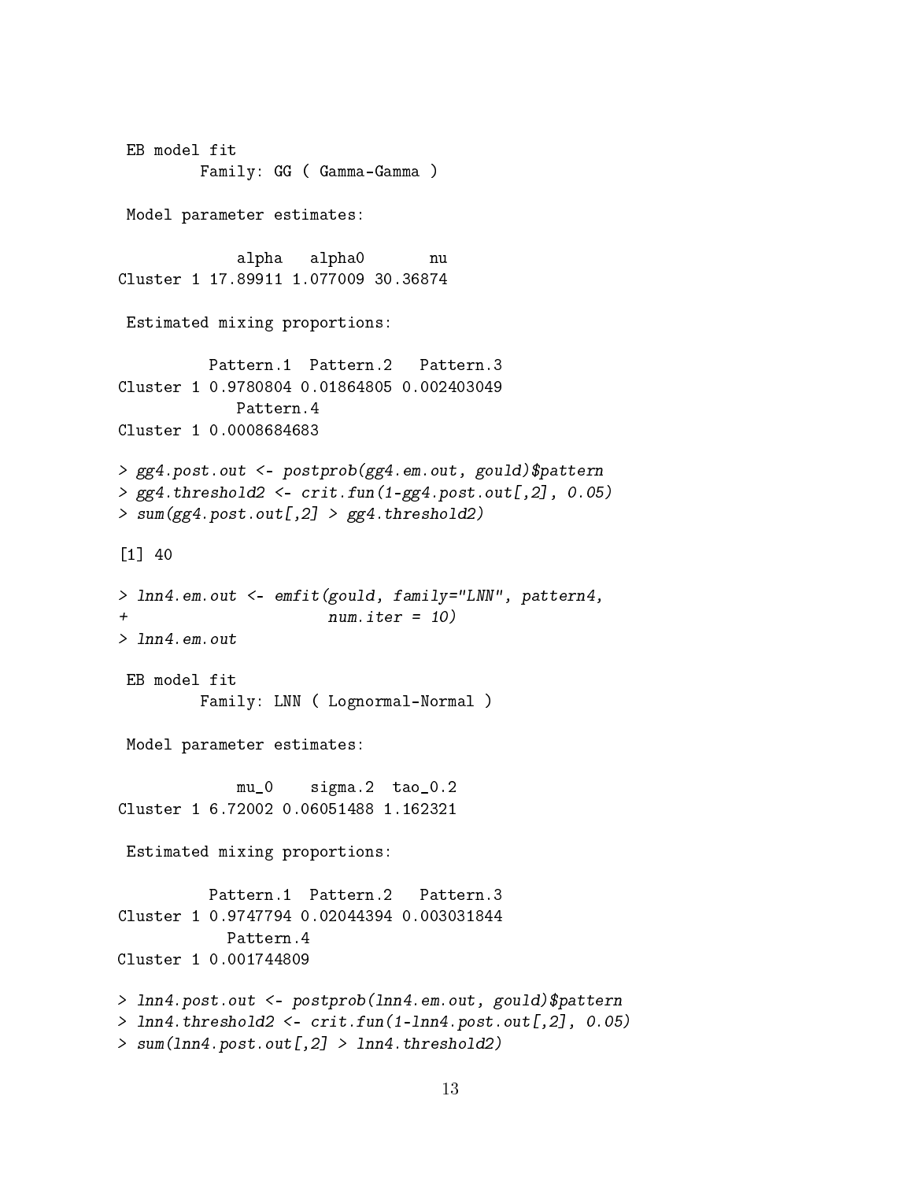```
 EB model fit
        Family: GG ( Gamma-Gamma )

 Model parameter estimates:

             alpha   alpha0       nu
Cluster 1 17.89911 1.077009 30.36874

 Estimated mixing proportions:

          Pattern.1  Pattern.2   Pattern.3
Cluster 1 0.9780804 0.01864805 0.002403049
             Pattern.4
Cluster 1 0.0008684683

> gg4.post.out <- postprob(gg4.em.out, gould)$pattern
> gg4.threshold2 <- crit.fun(1-gg4.post.out[,2], 0.05)
> sum(gg4.post.out[,2] > gg4.threshold2)

[1] 40

> lnn4.em.out <- emfit(gould, family="LNN", pattern4,
+                      num.iter = 10)
> lnn4.em.out

 EB model fit
        Family: LNN ( Lognormal-Normal )

 Model parameter estimates:

             mu_0    sigma.2  tao_0.2
Cluster 1 6.72002 0.06051488 1.162321

 Estimated mixing proportions:

          Pattern.1  Pattern.2   Pattern.3
Cluster 1 0.9747794 0.02044394 0.003031844
            Pattern.4
Cluster 1 0.001744809

> lnn4.post.out <- postprob(lnn4.em.out, gould)$pattern
> lnn4.threshold2 <- crit.fun(1-lnn4.post.out[,2], 0.05)
> sum(lnn4.post.out[,2] > lnn4.threshold2)
```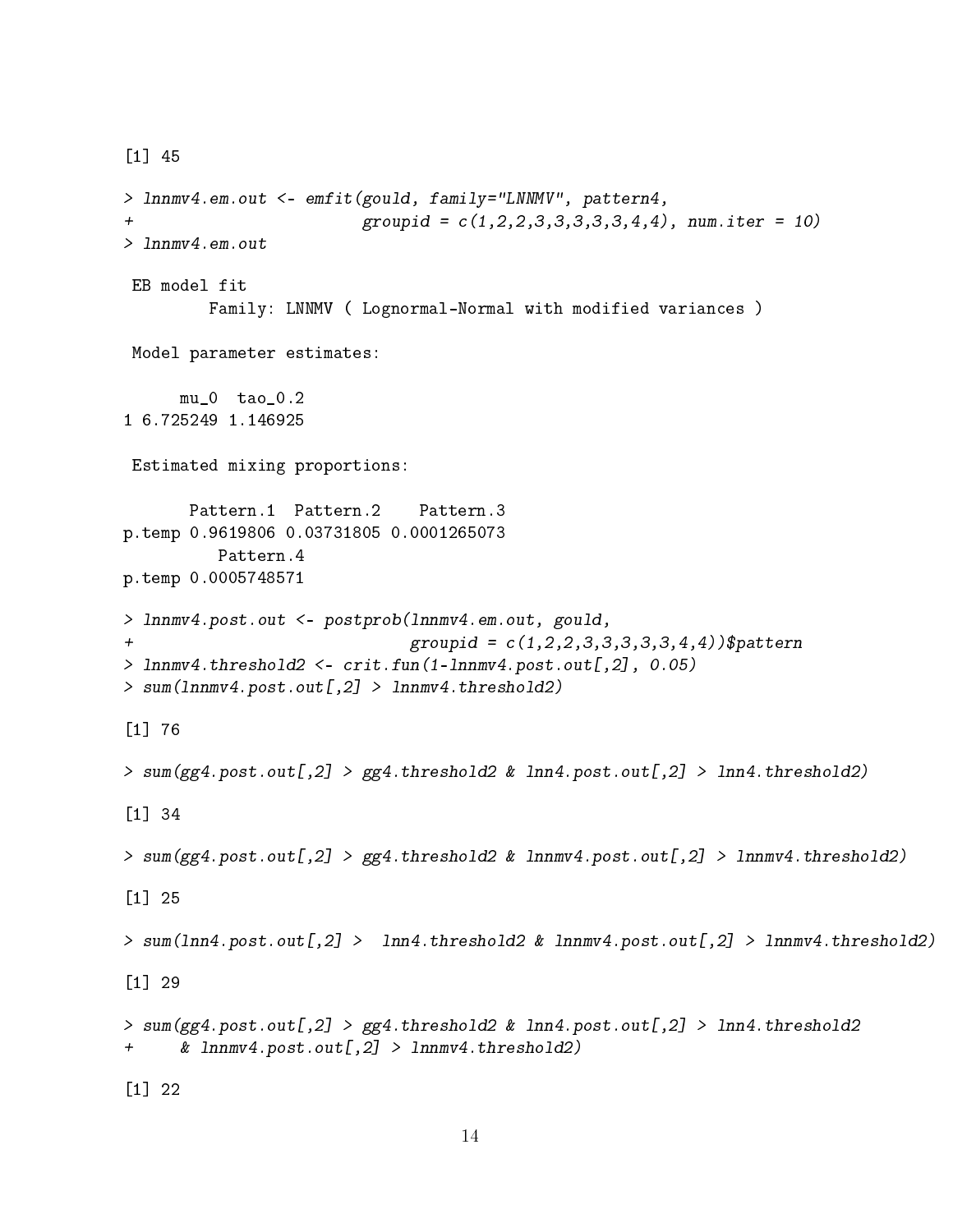```
[1] 45

> lnnmv4.em.out <- emfit(gould, family="LNNMV", pattern4,
+                        groupid = c(1,2,2,3,3,3,3,3,4,4), num.iter = 10)
> lnnmv4.em.out

 EB model fit
         Family: LNNMV ( Lognormal-Normal with modified variances )

 Model parameter estimates:

      mu_0  tao_0.2
1 6.725249 1.146925

 Estimated mixing proportions:

       Pattern.1  Pattern.2    Pattern.3
p.temp 0.9619806 0.03731805 0.0001265073
          Pattern.4
p.temp 0.0005748571

> lnnmv4.post.out <- postprob(lnnmv4.em.out, gould,
+                              groupid = c(1,2,2,3,3,3,3,3,4,4))$pattern
> lnnmv4.threshold2 <- crit.fun(1-lnnmv4.post.out[,2], 0.05)
> sum(lnnmv4.post.out[,2] > lnnmv4.threshold2)

[1] 76

> sum(gg4.post.out[,2] > gg4.threshold2 & lnn4.post.out[,2] > lnn4.threshold2)

[1] 34

> sum(gg4.post.out[,2] > gg4.threshold2 & lnnmv4.post.out[,2] > lnnmv4.threshold2)

[1] 25

> sum(lnn4.post.out[,2] >  lnn4.threshold2 & lnnmv4.post.out[,2] > lnnmv4.threshold2)

[1] 29

> sum(gg4.post.out[,2] > gg4.threshold2 & lnn4.post.out[,2] > lnn4.threshold2
+     & lnnmv4.post.out[,2] > lnnmv4.threshold2)

[1] 22
```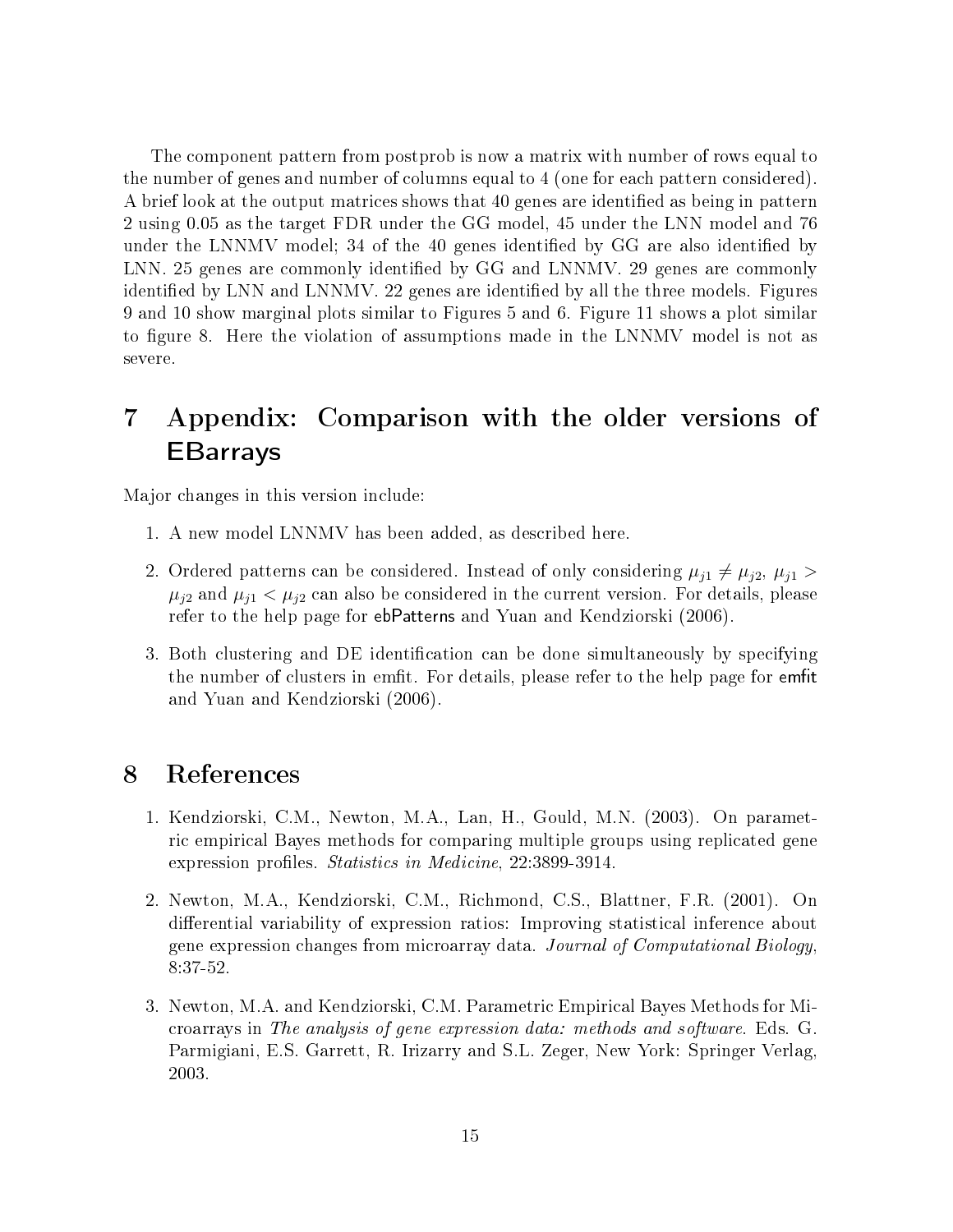The component pattern from postprob is now a matrix with number of rows equal to the number of genes and number of columns equal to 4 (one for each pattern considered). A brief look at the output matrices shows that 40 genes are identified as being in pattern 2 using 0.05 as the target FDR under the GG model, 45 under the LNN model and 76 under the LNNMV model; 34 of the 40 genes identified by GG are also identified by LNN. 25 genes are commonly identified by GG and LNNMV. 29 genes are commonly identified by LNN and LNNMV. 22 genes are identified by all the three models. Figures 9 and 10 show marginal plots similar to Figures 5 and 6. Figure 11 shows a plot similar to figure 8. Here the violation of assumptions made in the LNNMV model is not as severe.

# 7 Appendix: Comparison with the older versions of EBarrays

Major changes in this version include:

1. A new model LNNMV has been added, as described here.

2. Ordered patterns can be considered. Instead of only considering $\mu_{j1} \neq \mu_{j2}$, $\mu_{j1} > \mu_{j2}$ and $\mu_{j1} < \mu_{j2}$ can also be considered in the current version. For details, please refer to the help page for ebPatterns and Yuan and Kendziorski (2006).

3. Both clustering and DE identification can be done simultaneously by specifying the number of clusters in emfit. For details, please refer to the help page for emfit and Yuan and Kendziorski (2006).

# 8 References

1. Kendziorski, C.M., Newton, M.A., Lan, H., Gould, M.N. (2003). On parametric empirical Bayes methods for comparing multiple groups using replicated gene expression profiles. *Statistics in Medicine*, 22:3899-3914.

2. Newton, M.A., Kendziorski, C.M., Richmond, C.S., Blattner, F.R. (2001). On differential variability of expression ratios: Improving statistical inference about gene expression changes from microarray data. *Journal of Computational Biology*, 8:37-52.

3. Newton, M.A. and Kendziorski, C.M. Parametric Empirical Bayes Methods for Microarrays in *The analysis of gene expression data: methods and software*. Eds. G. Parmigiani, E.S. Garrett, R. Irizarry and S.L. Zeger, New York: Springer Verlag, 2003.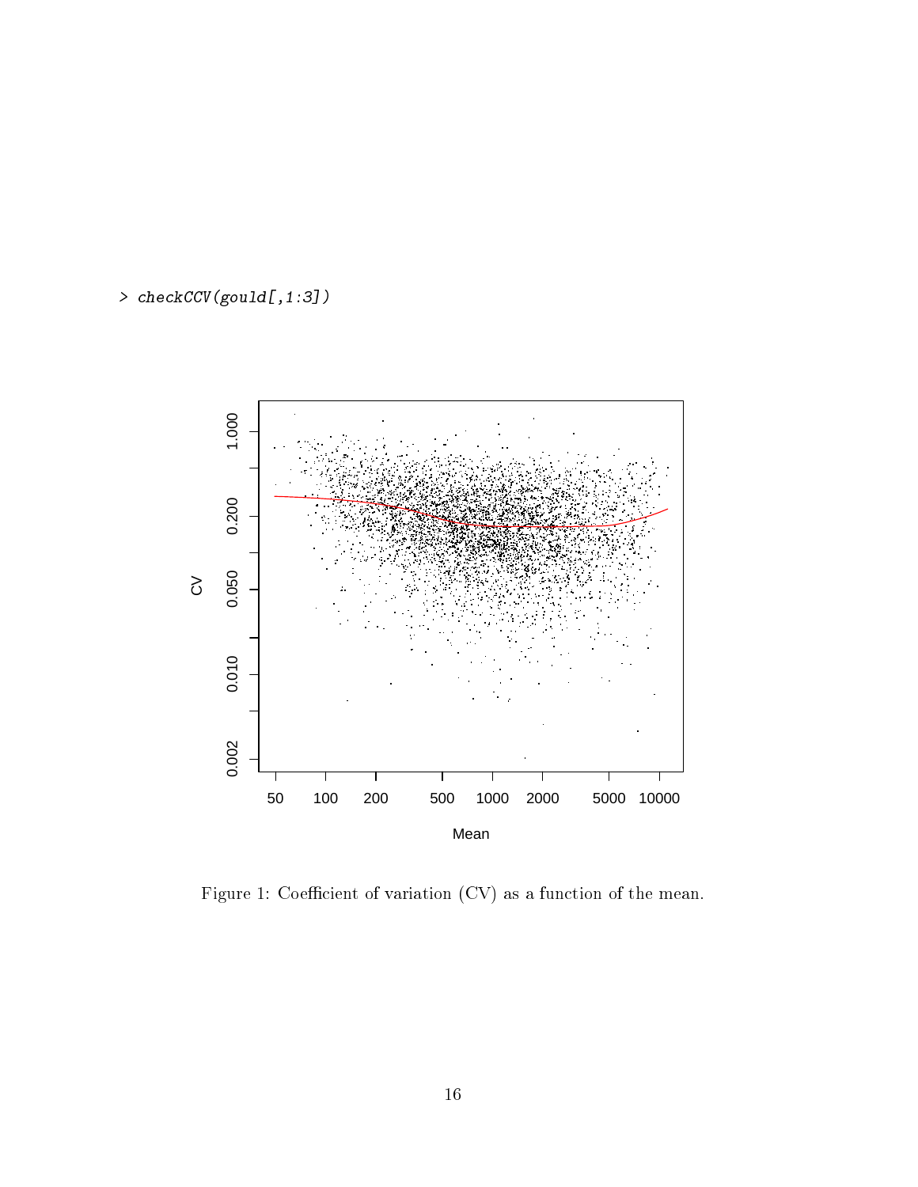```
> checkCCV(gould[,1:3])
```

CV

1.000

0.200

0.050

0.010

0.002

50 100 200 500 1000 2000 5000 10000

Mean

Figure 1: Coefficient of variation (CV) as a function of the mean.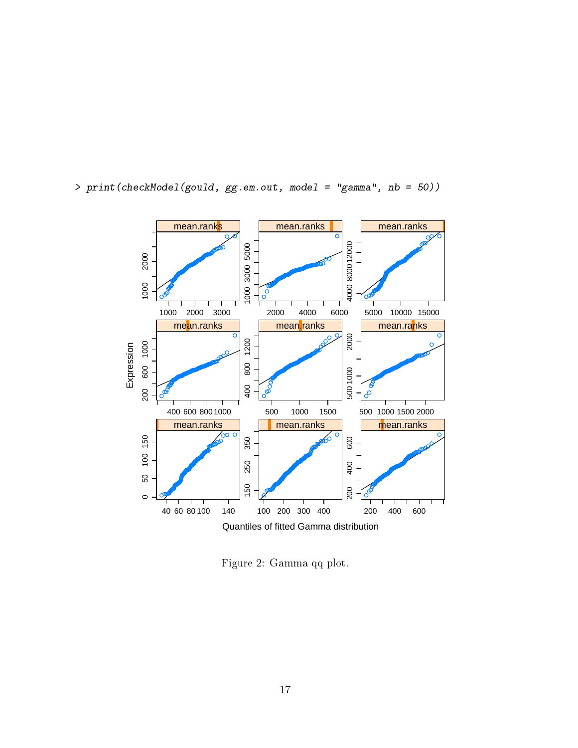```
> print(checkModel(gould, gg.em.out, model = "gamma", nb = 50))
```

mean.ranks

Expression

Quantiles of fitted Gamma distribution

Figure 2: Gamma qq plot.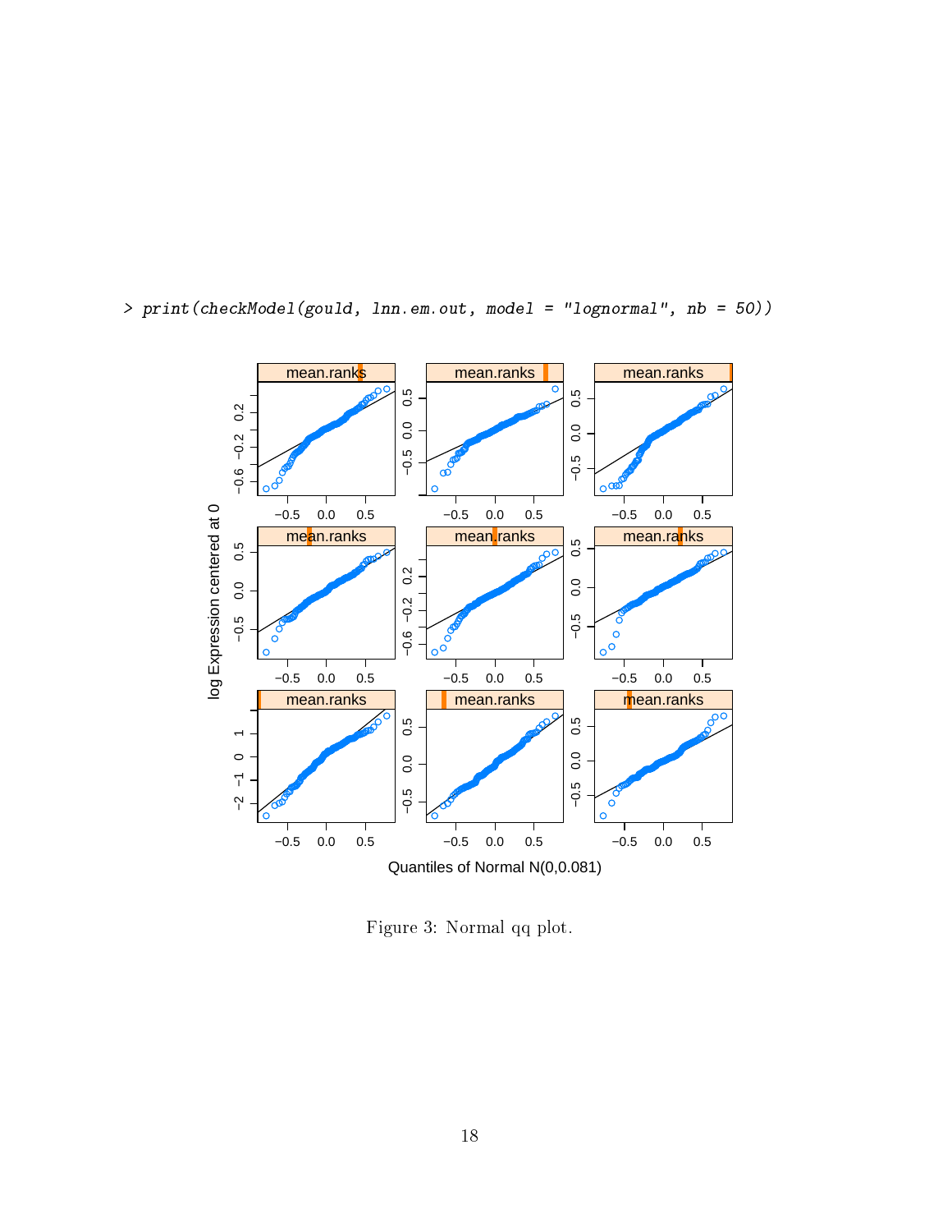```
> print(checkModel(gould, lnn.em.out, model = "lognormal", nb = 50))
```

mean.ranks
mean.ranks
mean.ranks
mean.ranks
mean.ranks
mean.ranks
mean.ranks
mean.ranks
mean.ranks

log Expression centered at 0

Quantiles of Normal N(0,0.081)

Figure 3: Normal qq plot.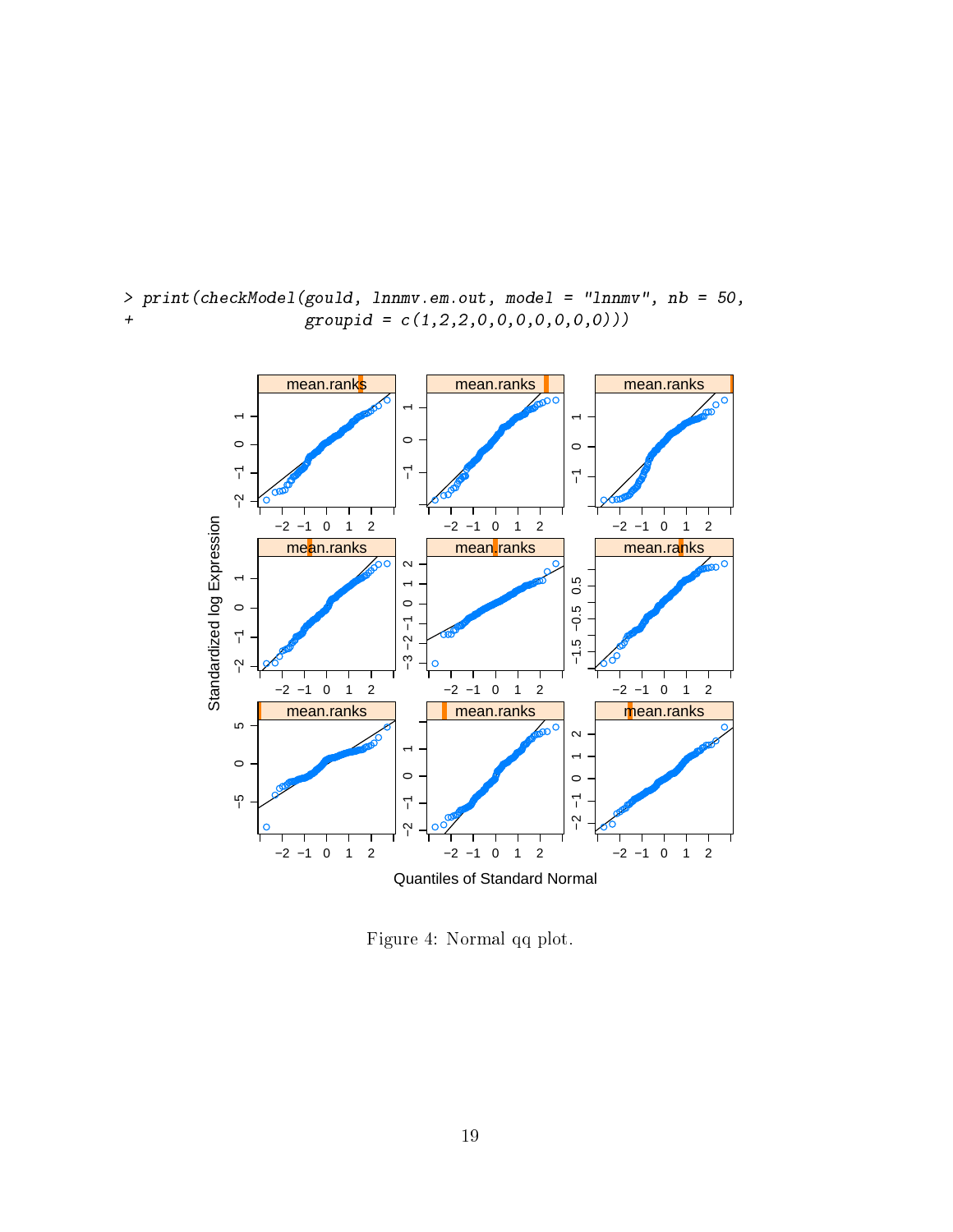```
> print(checkModel(gould, lnnmv.em.out, model = "lnnmv", nb = 50,
+                  groupid = c(1,2,2,0,0,0,0,0,0,0)))
```

mean.ranks

Standardized log Expression

Quantiles of Standard Normal

Figure 4: Normal qq plot.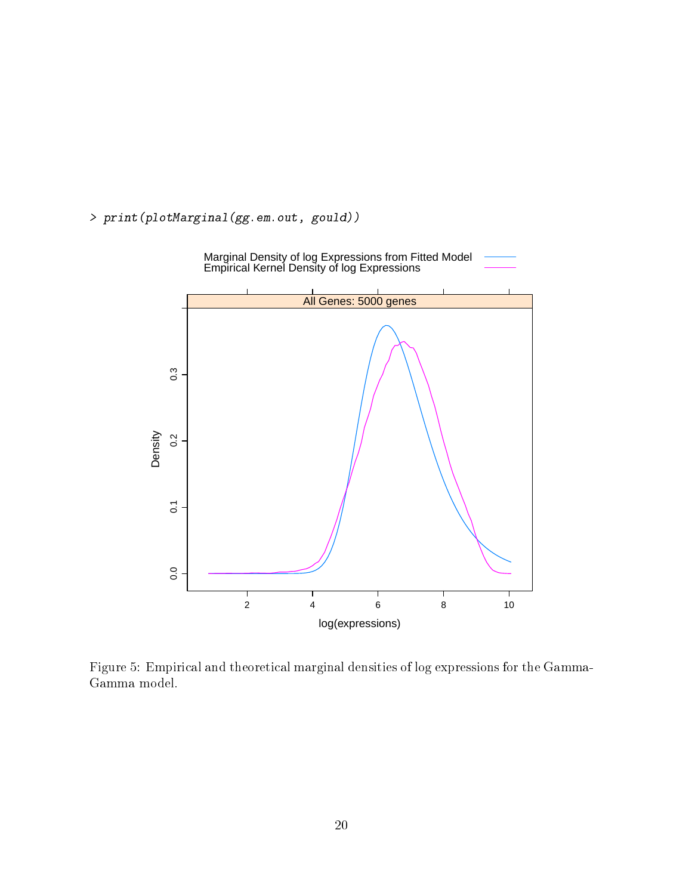```
> print(plotMarginal(gg.em.out, gould))
```

Marginal Density of log Expressions from Fitted Model

Empirical Kernel Density of log Expressions

All Genes: 5000 genes

Density

0.0

0.1

0.2

0.3

2

4

6

8

10

log(expressions)

Figure 5: Empirical and theoretical marginal densities of log expressions for the Gamma-Gamma model.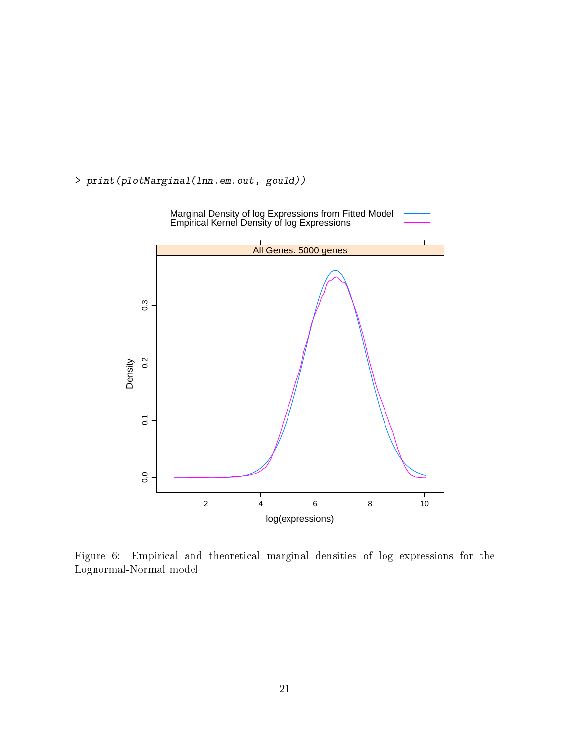```
> print(plotMarginal(lnn.em.out, gould))
```

Marginal Density of log Expressions from Fitted Model
Empirical Kernel Density of log Expressions

All Genes: 5000 genes

Density

0.0
0.1
0.2
0.3

2
4
6
8
10

log(expressions)

Figure 6: Empirical and theoretical marginal densities of log expressions for the Lognormal-Normal model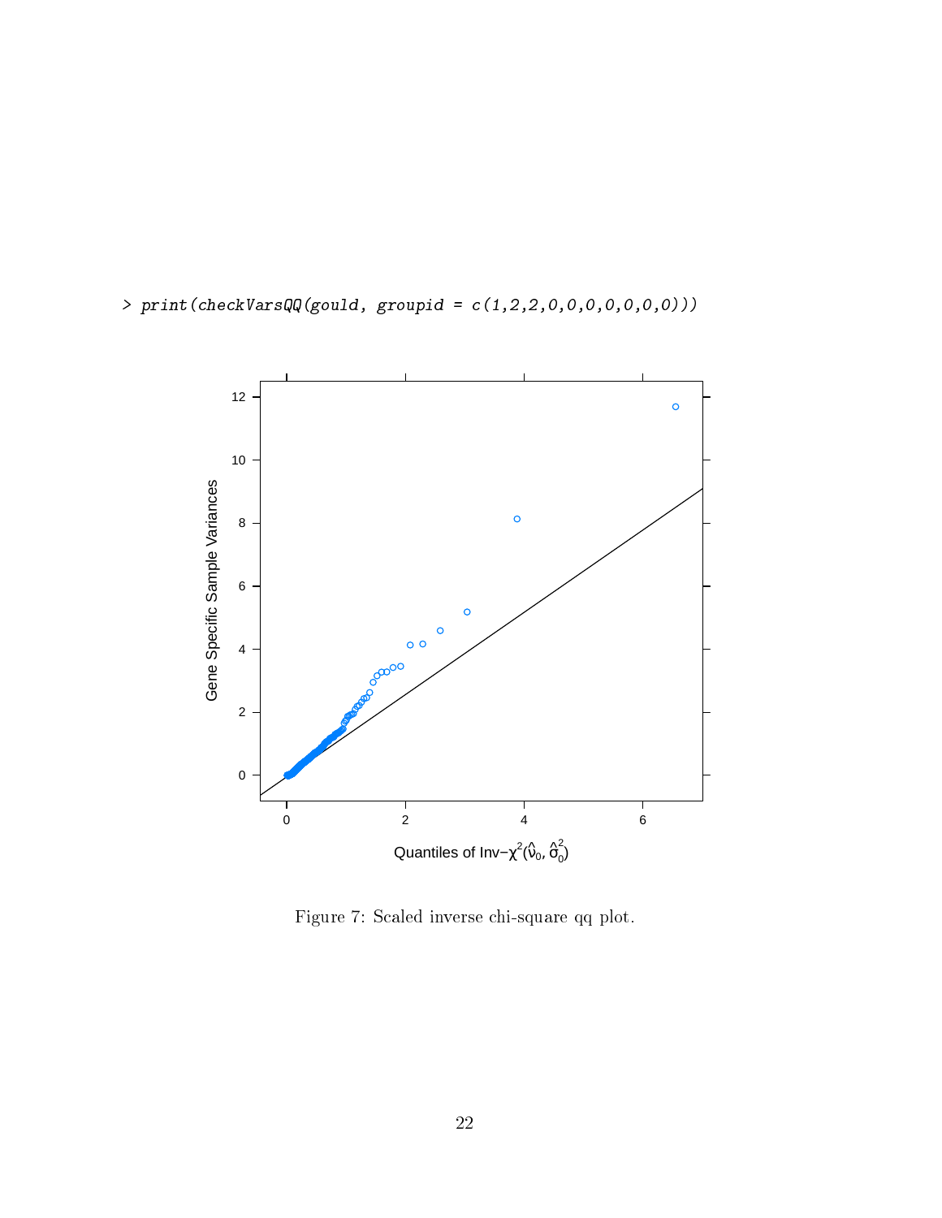```
> print(checkVarsQQ(gould, groupid = c(1,2,2,0,0,0,0,0,0,0)))
```

12
10
8
6
4
2
0

Gene Specific Sample Variances

0
2
4
6

Quantiles of Inv−$\chi^2(\hat{\nu}_0, \hat{\sigma}_0^2)$

Figure 7: Scaled inverse chi-square qq plot.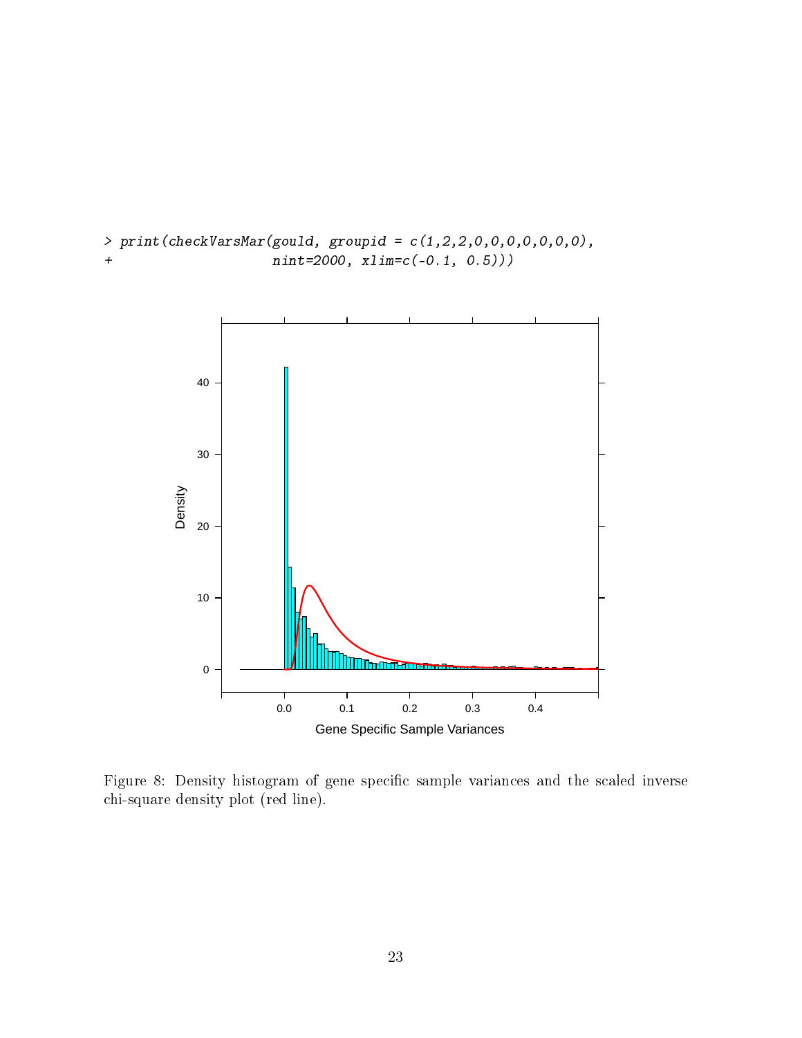```
> print(checkVarsMar(gould, groupid = c(1,2,2,0,0,0,0,0,0,0),
+                    nint=2000, xlim=c(-0.1, 0.5)))
```

Density

40

30

20

10

0

0.0 0.1 0.2 0.3 0.4

Gene Specific Sample Variances

Figure 8: Density histogram of gene specific sample variances and the scaled inverse chi-square density plot (red line).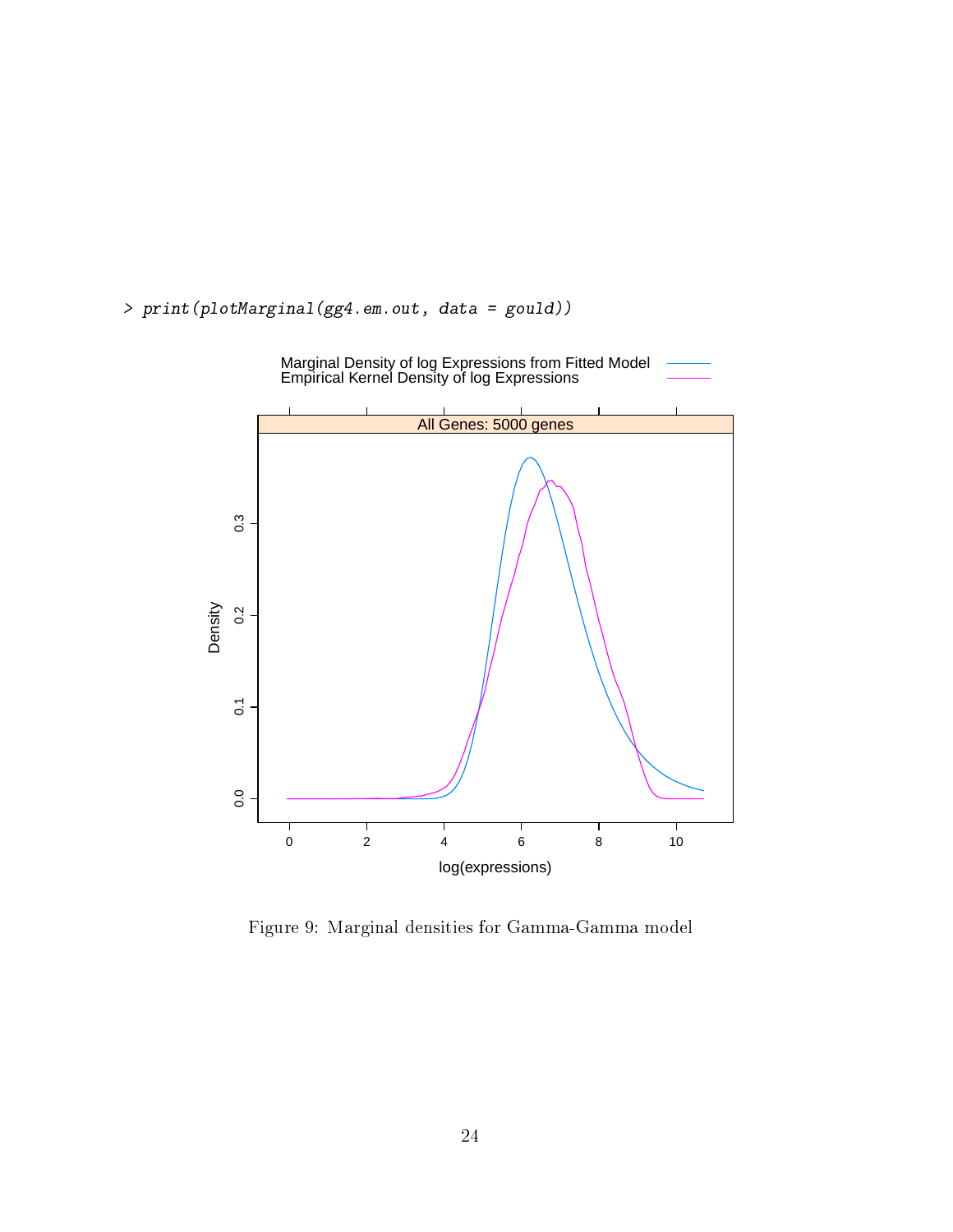```
> print(plotMarginal(gg4.em.out, data = gould))
```

Marginal Density of log Expressions from Fitted Model
Empirical Kernel Density of log Expressions

All Genes: 5000 genes

Density

0.0
0.1
0.2
0.3

0
2
4
6
8
10

log(expressions)

Figure 9: Marginal densities for Gamma-Gamma model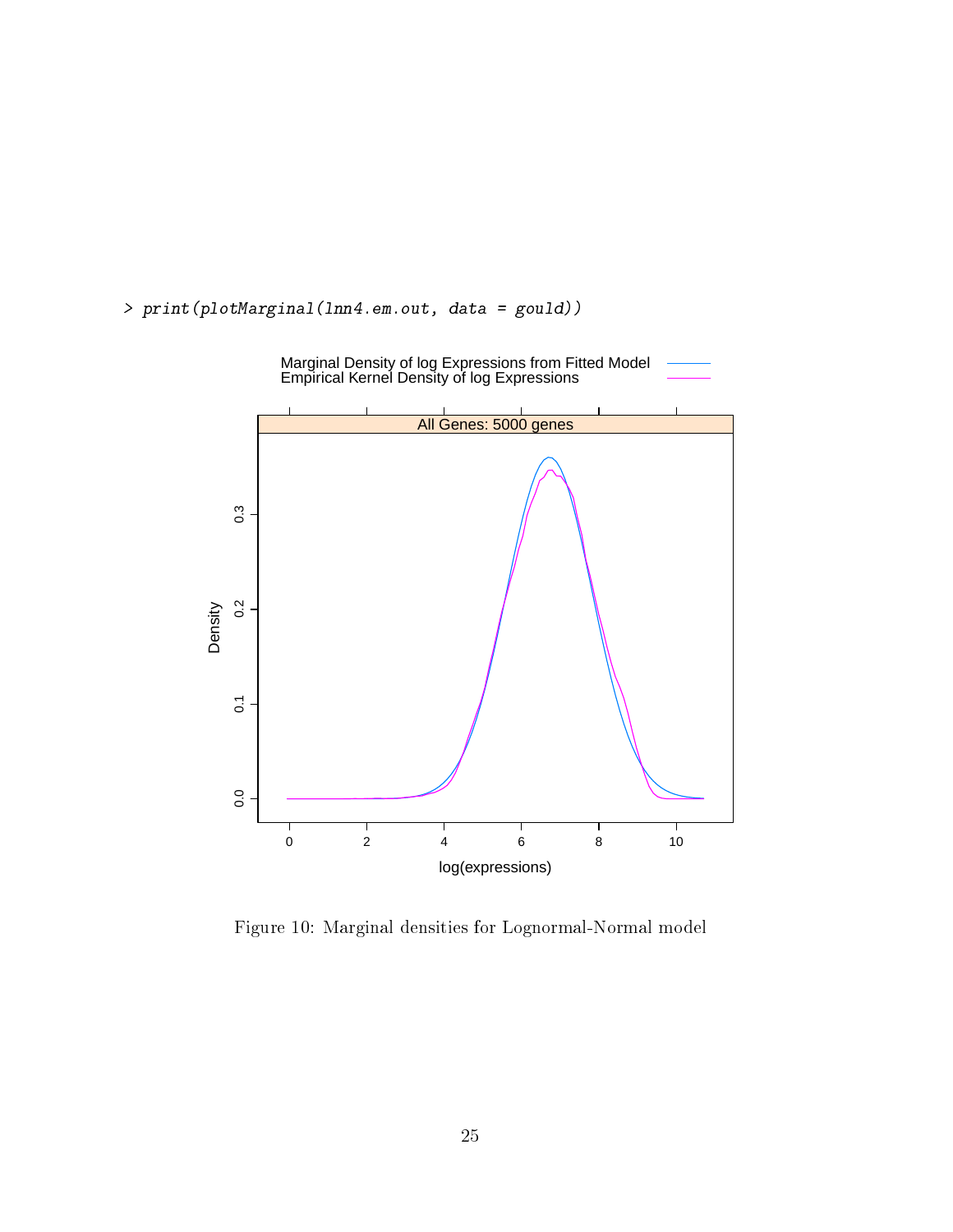```
> print(plotMarginal(lnn4.em.out, data = gould))
```

Marginal Density of log Expressions from Fitted Model
Empirical Kernel Density of log Expressions

All Genes: 5000 genes

Density

0.0
0.1
0.2
0.3

0
2
4
6
8
10

log(expressions)

Figure 10: Marginal densities for Lognormal-Normal model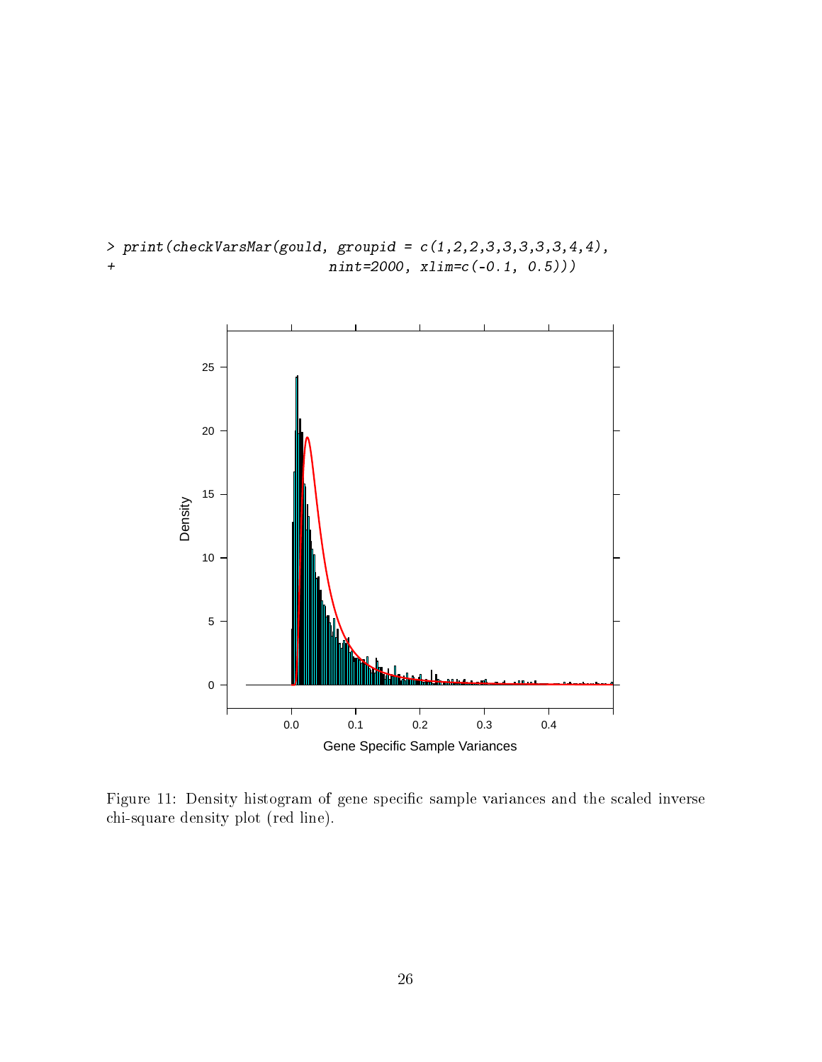```
> print(checkVarsMar(gould, groupid = c(1,2,2,3,3,3,3,3,4,4),
+                    nint=2000, xlim=c(-0.1, 0.5)))
```

25
20
15
10
5
0
Density
0.0
0.1
0.2
0.3
0.4
Gene Specific Sample Variances

Figure 11: Density histogram of gene specific sample variances and the scaled inverse chi-square density plot (red line).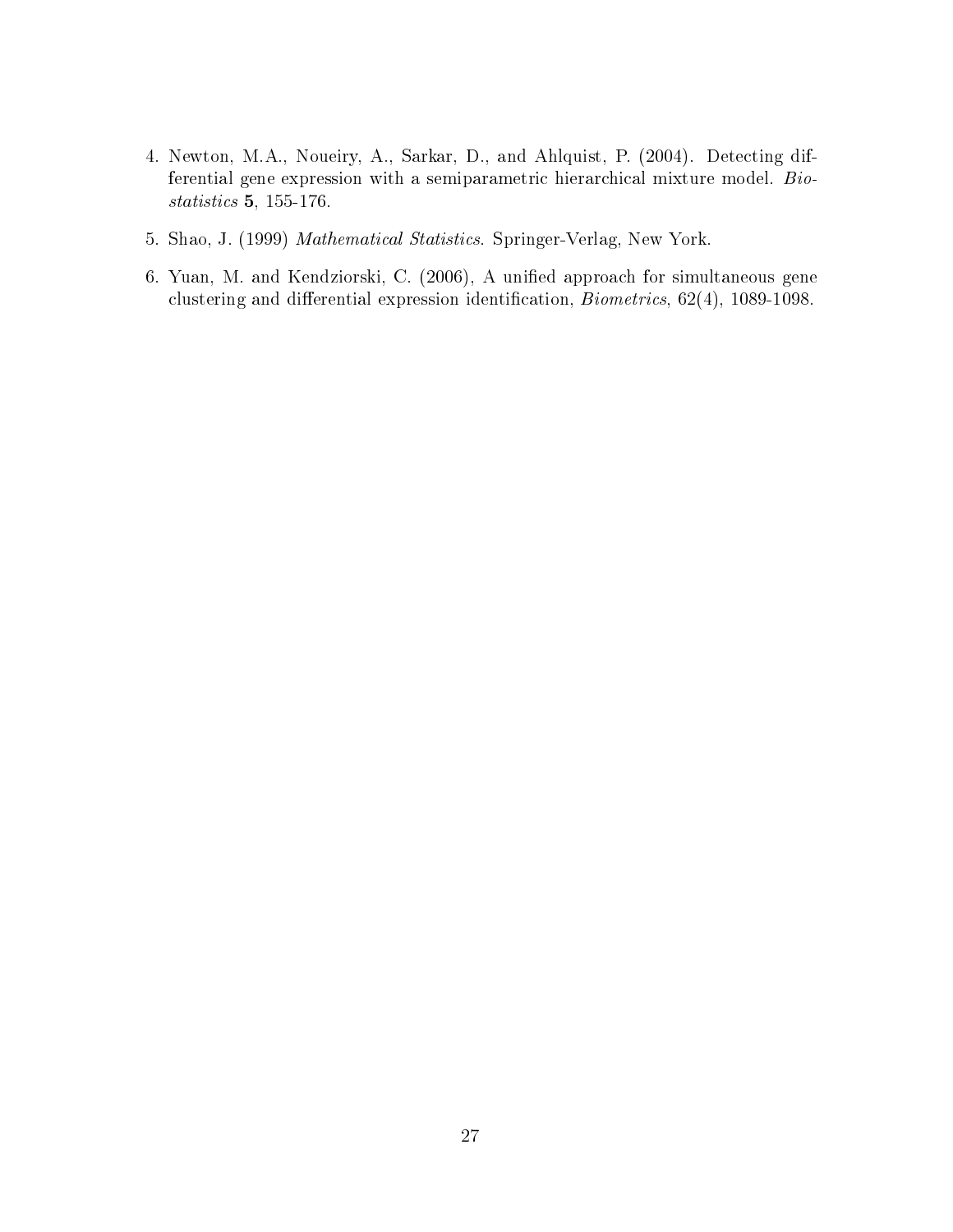4. Newton, M.A., Noueiry, A., Sarkar, D., and Ahlquist, P. (2004). Detecting differential gene expression with a semiparametric hierarchical mixture model. *Biostatistics* **5**, 155-176.

5. Shao, J. (1999) *Mathematical Statistics*. Springer-Verlag, New York.

6. Yuan, M. and Kendziorski, C. (2006), A unified approach for simultaneous gene clustering and differential expression identification, *Biometrics*, 62(4), 1089-1098.